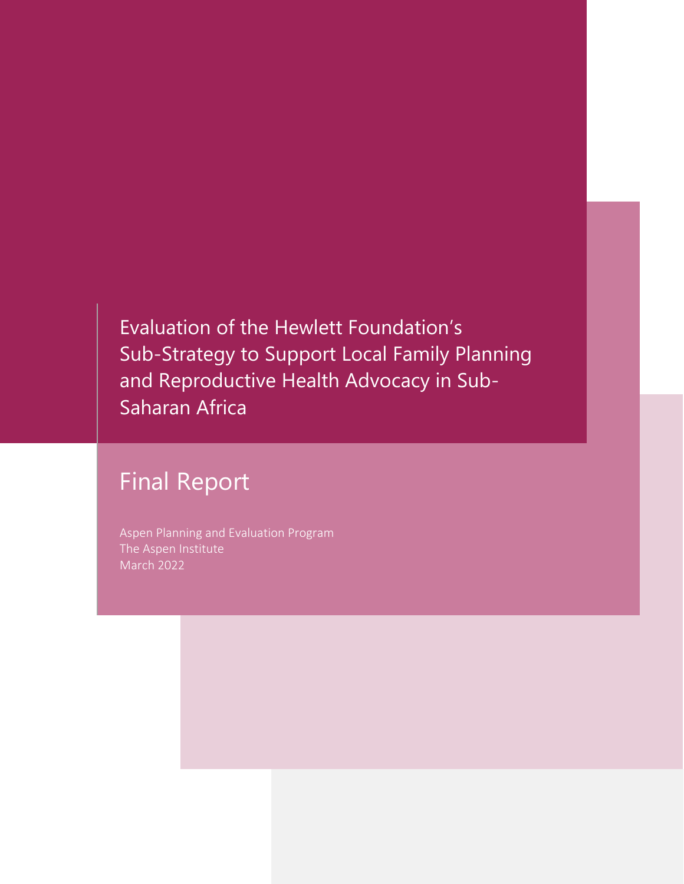# Evaluation of the Hewlett Foundation's Sub-Strategy to Support Local Family Planning and Reproductive Health Advocacy in Sub-Saharan Africa

## Final Report

Aspen Planning and Evaluation Program
The Aspen Institute
March 2022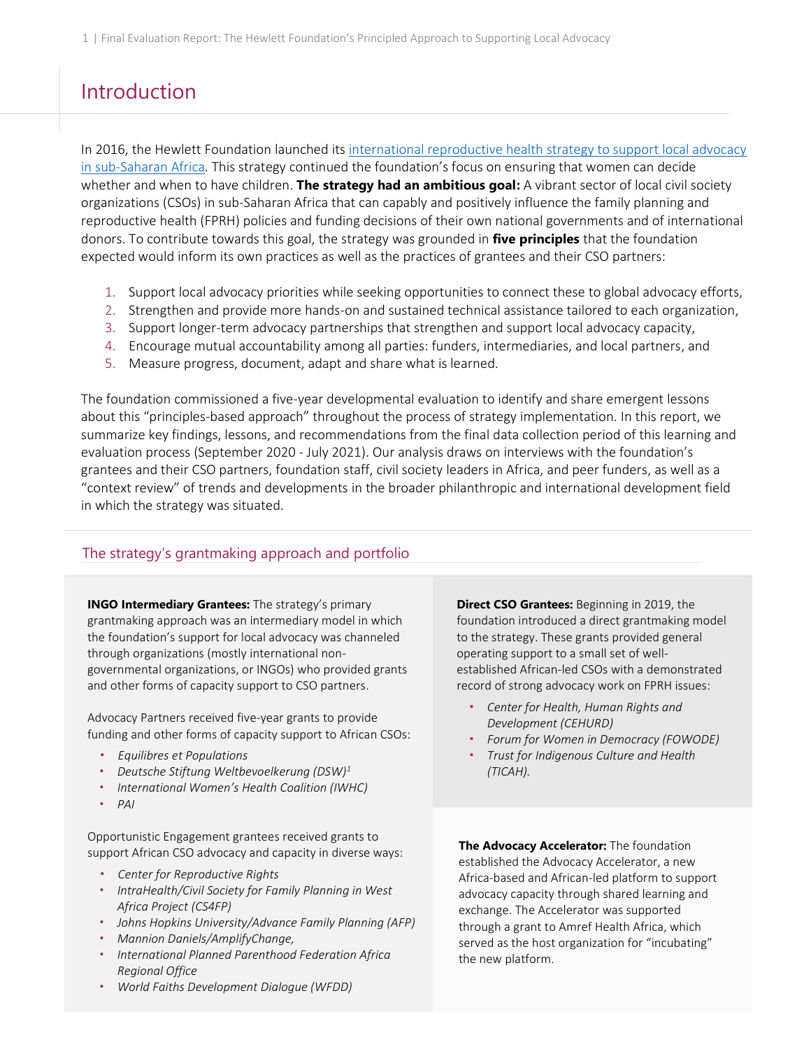# Introduction

In 2016, the Hewlett Foundation launched its [international reproductive health strategy to support local advocacy in sub-Saharan Africa](). This strategy continued the foundation's focus on ensuring that women can decide whether and when to have children. **The strategy had an ambitious goal:** A vibrant sector of local civil society organizations (CSOs) in sub-Saharan Africa that can capably and positively influence the family planning and reproductive health (FPRH) policies and funding decisions of their own national governments and of international donors. To contribute towards this goal, the strategy was grounded in **five principles** that the foundation expected would inform its own practices as well as the practices of grantees and their CSO partners:

1. Support local advocacy priorities while seeking opportunities to connect these to global advocacy efforts,
2. Strengthen and provide more hands-on and sustained technical assistance tailored to each organization,
3. Support longer-term advocacy partnerships that strengthen and support local advocacy capacity,
4. Encourage mutual accountability among all parties: funders, intermediaries, and local partners, and
5. Measure progress, document, adapt and share what is learned.

The foundation commissioned a five-year developmental evaluation to identify and share emergent lessons about this "principles-based approach" throughout the process of strategy implementation. In this report, we summarize key findings, lessons, and recommendations from the final data collection period of this learning and evaluation process (September 2020 - July 2021). Our analysis draws on interviews with the foundation's grantees and their CSO partners, foundation staff, civil society leaders in Africa, and peer funders, as well as a "context review" of trends and developments in the broader philanthropic and international development field in which the strategy was situated.

## The strategy's grantmaking approach and portfolio

**INGO Intermediary Grantees:** The strategy's primary grantmaking approach was an intermediary model in which the foundation's support for local advocacy was channeled through organizations (mostly international non-governmental organizations, or INGOs) who provided grants and other forms of capacity support to CSO partners.

Advocacy Partners received five-year grants to provide funding and other forms of capacity support to African CSOs:

- *Equilibres et Populations*
- *Deutsche Stiftung Weltbevoelkerung (DSW)*[1]
- *International Women's Health Coalition (IWHC)*
- *PAI*

Opportunistic Engagement grantees received grants to support African CSO advocacy and capacity in diverse ways:

- *Center for Reproductive Rights*
- *IntraHealth/Civil Society for Family Planning in West Africa Project (CS4FP)*
- *Johns Hopkins University/Advance Family Planning (AFP)*
- *Mannion Daniels/AmplifyChange,*
- *International Planned Parenthood Federation Africa Regional Office*
- *World Faiths Development Dialogue (WFDD)*

**Direct CSO Grantees:** Beginning in 2019, the foundation introduced a direct grantmaking model to the strategy. These grants provided general operating support to a small set of well-established African-led CSOs with a demonstrated record of strong advocacy work on FPRH issues:

- *Center for Health, Human Rights and Development (CEHURD)*
- *Forum for Women in Democracy (FOWODE)*
- *Trust for Indigenous Culture and Health (TICAH).*

**The Advocacy Accelerator:** The foundation established the Advocacy Accelerator, a new Africa-based and African-led platform to support advocacy capacity through shared learning and exchange. The Accelerator was supported through a grant to Amref Health Africa, which served as the host organization for "incubating" the new platform.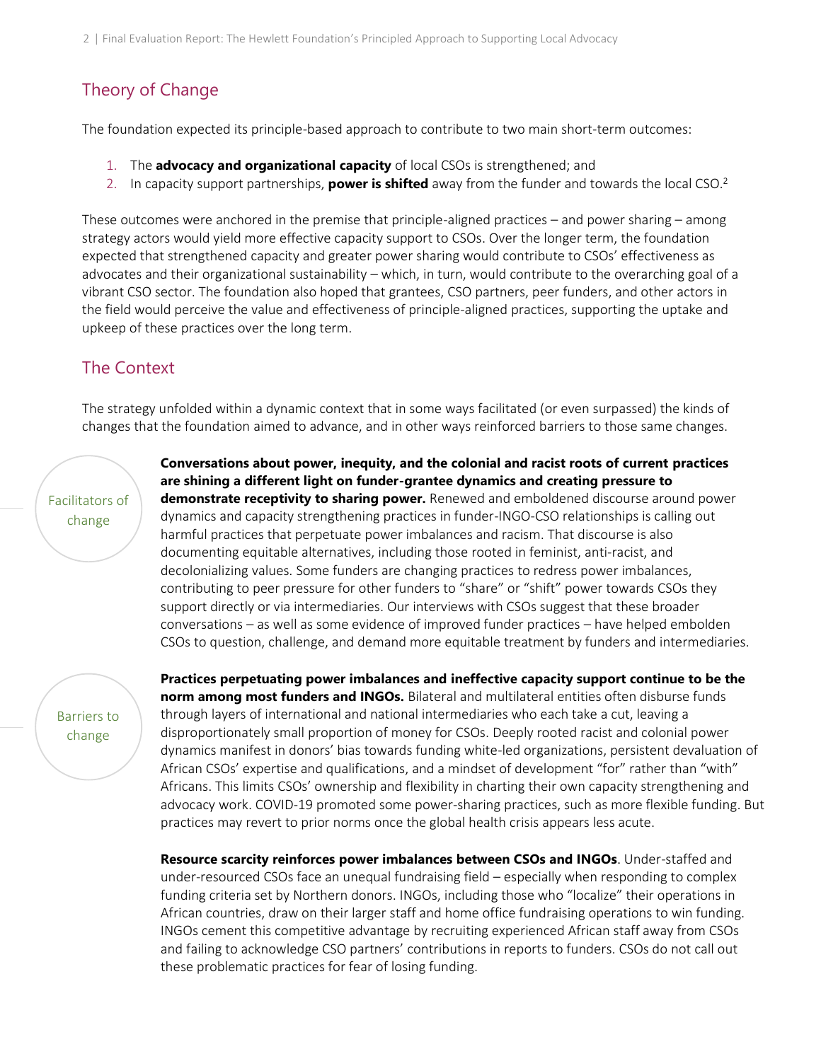## Theory of Change

The foundation expected its principle-based approach to contribute to two main short-term outcomes:

1. The **advocacy and organizational capacity** of local CSOs is strengthened; and
2. In capacity support partnerships, **power is shifted** away from the funder and towards the local CSO.[2]

These outcomes were anchored in the premise that principle-aligned practices – and power sharing – among strategy actors would yield more effective capacity support to CSOs. Over the longer term, the foundation expected that strengthened capacity and greater power sharing would contribute to CSOs' effectiveness as advocates and their organizational sustainability – which, in turn, would contribute to the overarching goal of a vibrant CSO sector. The foundation also hoped that grantees, CSO partners, peer funders, and other actors in the field would perceive the value and effectiveness of principle-aligned practices, supporting the uptake and upkeep of these practices over the long term.

## The Context

The strategy unfolded within a dynamic context that in some ways facilitated (or even surpassed) the kinds of changes that the foundation aimed to advance, and in other ways reinforced barriers to those same changes.

### Facilitators of change

**Conversations about power, inequity, and the colonial and racist roots of current practices are shining a different light on funder-grantee dynamics and creating pressure to demonstrate receptivity to sharing power.** Renewed and emboldened discourse around power dynamics and capacity strengthening practices in funder-INGO-CSO relationships is calling out harmful practices that perpetuate power imbalances and racism. That discourse is also documenting equitable alternatives, including those rooted in feminist, anti-racist, and decolonializing values. Some funders are changing practices to redress power imbalances, contributing to peer pressure for other funders to "share" or "shift" power towards CSOs they support directly or via intermediaries. Our interviews with CSOs suggest that these broader conversations – as well as some evidence of improved funder practices – have helped embolden CSOs to question, challenge, and demand more equitable treatment by funders and intermediaries.

### Barriers to change

**Practices perpetuating power imbalances and ineffective capacity support continue to be the norm among most funders and INGOs.** Bilateral and multilateral entities often disburse funds through layers of international and national intermediaries who each take a cut, leaving a disproportionately small proportion of money for CSOs. Deeply rooted racist and colonial power dynamics manifest in donors' bias towards funding white-led organizations, persistent devaluation of African CSOs' expertise and qualifications, and a mindset of development "for" rather than "with" Africans. This limits CSOs' ownership and flexibility in charting their own capacity strengthening and advocacy work. COVID-19 promoted some power-sharing practices, such as more flexible funding. But practices may revert to prior norms once the global health crisis appears less acute.

**Resource scarcity reinforces power imbalances between CSOs and INGOs**. Under-staffed and under-resourced CSOs face an unequal fundraising field – especially when responding to complex funding criteria set by Northern donors. INGOs, including those who "localize" their operations in African countries, draw on their larger staff and home office fundraising operations to win funding. INGOs cement this competitive advantage by recruiting experienced African staff away from CSOs and failing to acknowledge CSO partners' contributions in reports to funders. CSOs do not call out these problematic practices for fear of losing funding.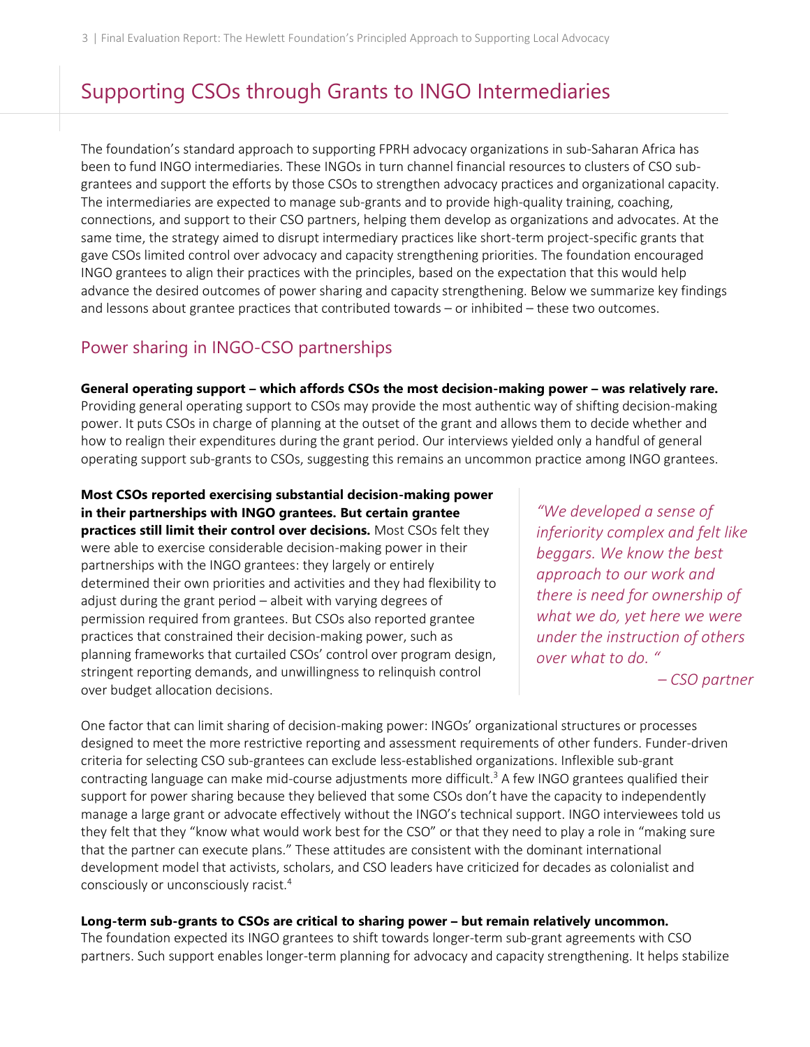# Supporting CSOs through Grants to INGO Intermediaries

The foundation's standard approach to supporting FPRH advocacy organizations in sub-Saharan Africa has been to fund INGO intermediaries. These INGOs in turn channel financial resources to clusters of CSO sub-grantees and support the efforts by those CSOs to strengthen advocacy practices and organizational capacity. The intermediaries are expected to manage sub-grants and to provide high-quality training, coaching, connections, and support to their CSO partners, helping them develop as organizations and advocates. At the same time, the strategy aimed to disrupt intermediary practices like short-term project-specific grants that gave CSOs limited control over advocacy and capacity strengthening priorities. The foundation encouraged INGO grantees to align their practices with the principles, based on the expectation that this would help advance the desired outcomes of power sharing and capacity strengthening. Below we summarize key findings and lessons about grantee practices that contributed towards – or inhibited – these two outcomes.

## Power sharing in INGO-CSO partnerships

**General operating support – which affords CSOs the most decision-making power – was relatively rare.** Providing general operating support to CSOs may provide the most authentic way of shifting decision-making power. It puts CSOs in charge of planning at the outset of the grant and allows them to decide whether and how to realign their expenditures during the grant period. Our interviews yielded only a handful of general operating support sub-grants to CSOs, suggesting this remains an uncommon practice among INGO grantees.

**Most CSOs reported exercising substantial decision-making power in their partnerships with INGO grantees. But certain grantee practices still limit their control over decisions.** Most CSOs felt they were able to exercise considerable decision-making power in their partnerships with the INGO grantees: they largely or entirely determined their own priorities and activities and they had flexibility to adjust during the grant period – albeit with varying degrees of permission required from grantees. But CSOs also reported grantee practices that constrained their decision-making power, such as planning frameworks that curtailed CSOs' control over program design, stringent reporting demands, and unwillingness to relinquish control over budget allocation decisions.

> *"We developed a sense of inferiority complex and felt like beggars. We know the best approach to our work and there is need for ownership of what we do, yet here we were under the instruction of others over what to do. "*
>
> *– CSO partner*

One factor that can limit sharing of decision-making power: INGOs' organizational structures or processes designed to meet the more restrictive reporting and assessment requirements of other funders. Funder-driven criteria for selecting CSO sub-grantees can exclude less-established organizations. Inflexible sub-grant contracting language can make mid-course adjustments more difficult.[3] A few INGO grantees qualified their support for power sharing because they believed that some CSOs don't have the capacity to independently manage a large grant or advocate effectively without the INGO's technical support. INGO interviewees told us they felt that they "know what would work best for the CSO" or that they need to play a role in "making sure that the partner can execute plans." These attitudes are consistent with the dominant international development model that activists, scholars, and CSO leaders have criticized for decades as colonialist and consciously or unconsciously racist.[4]

**Long-term sub-grants to CSOs are critical to sharing power – but remain relatively uncommon.** The foundation expected its INGO grantees to shift towards longer-term sub-grant agreements with CSO partners. Such support enables longer-term planning for advocacy and capacity strengthening. It helps stabilize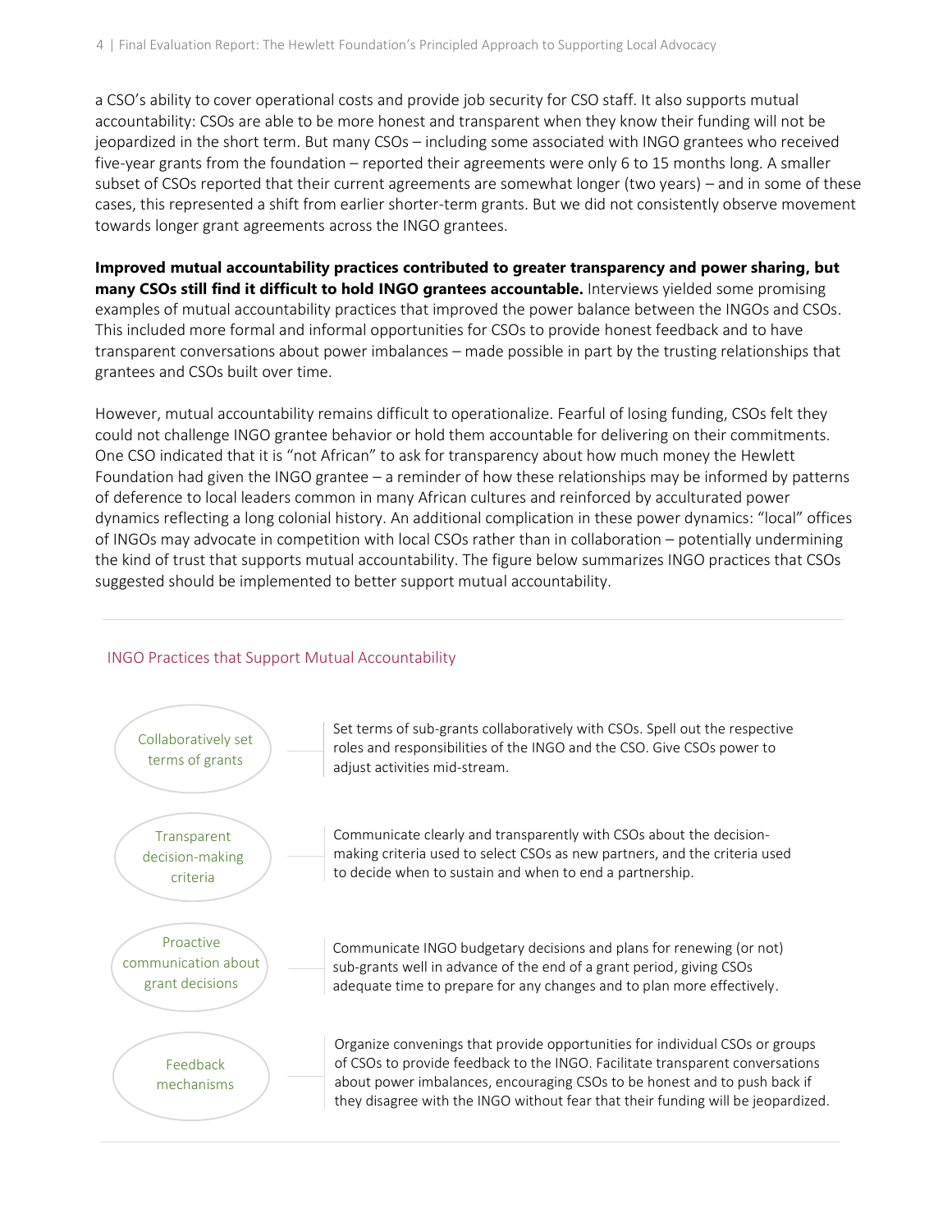a CSO's ability to cover operational costs and provide job security for CSO staff. It also supports mutual accountability: CSOs are able to be more honest and transparent when they know their funding will not be jeopardized in the short term. But many CSOs – including some associated with INGO grantees who received five-year grants from the foundation – reported their agreements were only 6 to 15 months long. A smaller subset of CSOs reported that their current agreements are somewhat longer (two years) – and in some of these cases, this represented a shift from earlier shorter-term grants. But we did not consistently observe movement towards longer grant agreements across the INGO grantees.

**Improved mutual accountability practices contributed to greater transparency and power sharing, but many CSOs still find it difficult to hold INGO grantees accountable.** Interviews yielded some promising examples of mutual accountability practices that improved the power balance between the INGOs and CSOs. This included more formal and informal opportunities for CSOs to provide honest feedback and to have transparent conversations about power imbalances – made possible in part by the trusting relationships that grantees and CSOs built over time.

However, mutual accountability remains difficult to operationalize. Fearful of losing funding, CSOs felt they could not challenge INGO grantee behavior or hold them accountable for delivering on their commitments. One CSO indicated that it is "not African" to ask for transparency about how much money the Hewlett Foundation had given the INGO grantee – a reminder of how these relationships may be informed by patterns of deference to local leaders common in many African cultures and reinforced by acculturated power dynamics reflecting a long colonial history. An additional complication in these power dynamics: "local" offices of INGOs may advocate in competition with local CSOs rather than in collaboration – potentially undermining the kind of trust that supports mutual accountability. The figure below summarizes INGO practices that CSOs suggested should be implemented to better support mutual accountability.

### INGO Practices that Support Mutual Accountability

| Practice | Description |
|---|---|
| Collaboratively set terms of grants | Set terms of sub-grants collaboratively with CSOs. Spell out the respective roles and responsibilities of the INGO and the CSO. Give CSOs power to adjust activities mid-stream. |
| Transparent decision-making criteria | Communicate clearly and transparently with CSOs about the decision-making criteria used to select CSOs as new partners, and the criteria used to decide when to sustain and when to end a partnership. |
| Proactive communication about grant decisions | Communicate INGO budgetary decisions and plans for renewing (or not) sub-grants well in advance of the end of a grant period, giving CSOs adequate time to prepare for any changes and to plan more effectively. |
| Feedback mechanisms | Organize convenings that provide opportunities for individual CSOs or groups of CSOs to provide feedback to the INGO. Facilitate transparent conversations about power imbalances, encouraging CSOs to be honest and to push back if they disagree with the INGO without fear that their funding will be jeopardized. |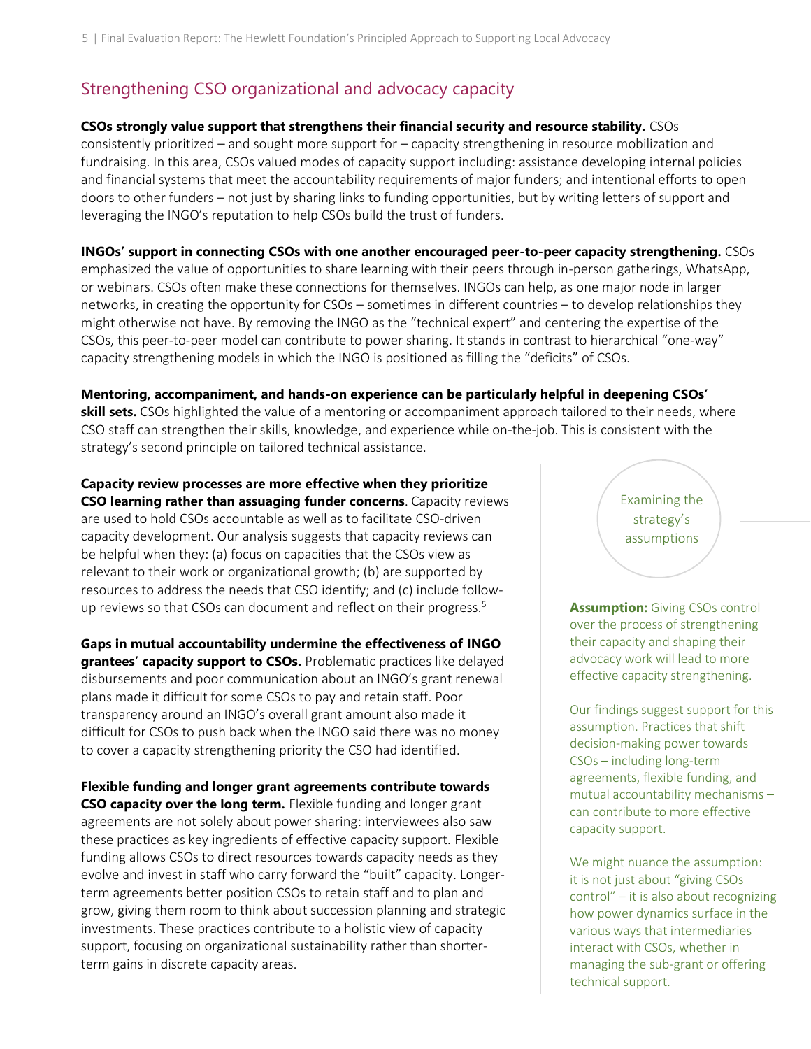## Strengthening CSO organizational and advocacy capacity

**CSOs strongly value support that strengthens their financial security and resource stability.** CSOs consistently prioritized – and sought more support for – capacity strengthening in resource mobilization and fundraising. In this area, CSOs valued modes of capacity support including: assistance developing internal policies and financial systems that meet the accountability requirements of major funders; and intentional efforts to open doors to other funders – not just by sharing links to funding opportunities, but by writing letters of support and leveraging the INGO's reputation to help CSOs build the trust of funders.

**INGOs' support in connecting CSOs with one another encouraged peer-to-peer capacity strengthening.** CSOs emphasized the value of opportunities to share learning with their peers through in-person gatherings, WhatsApp, or webinars. CSOs often make these connections for themselves. INGOs can help, as one major node in larger networks, in creating the opportunity for CSOs – sometimes in different countries – to develop relationships they might otherwise not have. By removing the INGO as the "technical expert" and centering the expertise of the CSOs, this peer-to-peer model can contribute to power sharing. It stands in contrast to hierarchical "one-way" capacity strengthening models in which the INGO is positioned as filling the "deficits" of CSOs.

**Mentoring, accompaniment, and hands-on experience can be particularly helpful in deepening CSOs' skill sets.** CSOs highlighted the value of a mentoring or accompaniment approach tailored to their needs, where CSO staff can strengthen their skills, knowledge, and experience while on-the-job. This is consistent with the strategy's second principle on tailored technical assistance.

**Capacity review processes are more effective when they prioritize CSO learning rather than assuaging funder concerns**. Capacity reviews are used to hold CSOs accountable as well as to facilitate CSO-driven capacity development. Our analysis suggests that capacity reviews can be helpful when they: (a) focus on capacities that the CSOs view as relevant to their work or organizational growth; (b) are supported by resources to address the needs that CSO identify; and (c) include follow-up reviews so that CSOs can document and reflect on their progress.[5]

**Gaps in mutual accountability undermine the effectiveness of INGO grantees' capacity support to CSOs.** Problematic practices like delayed disbursements and poor communication about an INGO's grant renewal plans made it difficult for some CSOs to pay and retain staff. Poor transparency around an INGO's overall grant amount also made it difficult for CSOs to push back when the INGO said there was no money to cover a capacity strengthening priority the CSO had identified.

**Flexible funding and longer grant agreements contribute towards CSO capacity over the long term.** Flexible funding and longer grant agreements are not solely about power sharing: interviewees also saw these practices as key ingredients of effective capacity support. Flexible funding allows CSOs to direct resources towards capacity needs as they evolve and invest in staff who carry forward the "built" capacity. Longer-term agreements better position CSOs to retain staff and to plan and grow, giving them room to think about succession planning and strategic investments. These practices contribute to a holistic view of capacity support, focusing on organizational sustainability rather than shorter-term gains in discrete capacity areas.

Examining the strategy's assumptions

**Assumption:** Giving CSOs control over the process of strengthening their capacity and shaping their advocacy work will lead to more effective capacity strengthening.

Our findings suggest support for this assumption. Practices that shift decision-making power towards CSOs – including long-term agreements, flexible funding, and mutual accountability mechanisms – can contribute to more effective capacity support.

We might nuance the assumption: it is not just about "giving CSOs control" – it is also about recognizing how power dynamics surface in the various ways that intermediaries interact with CSOs, whether in managing the sub-grant or offering technical support.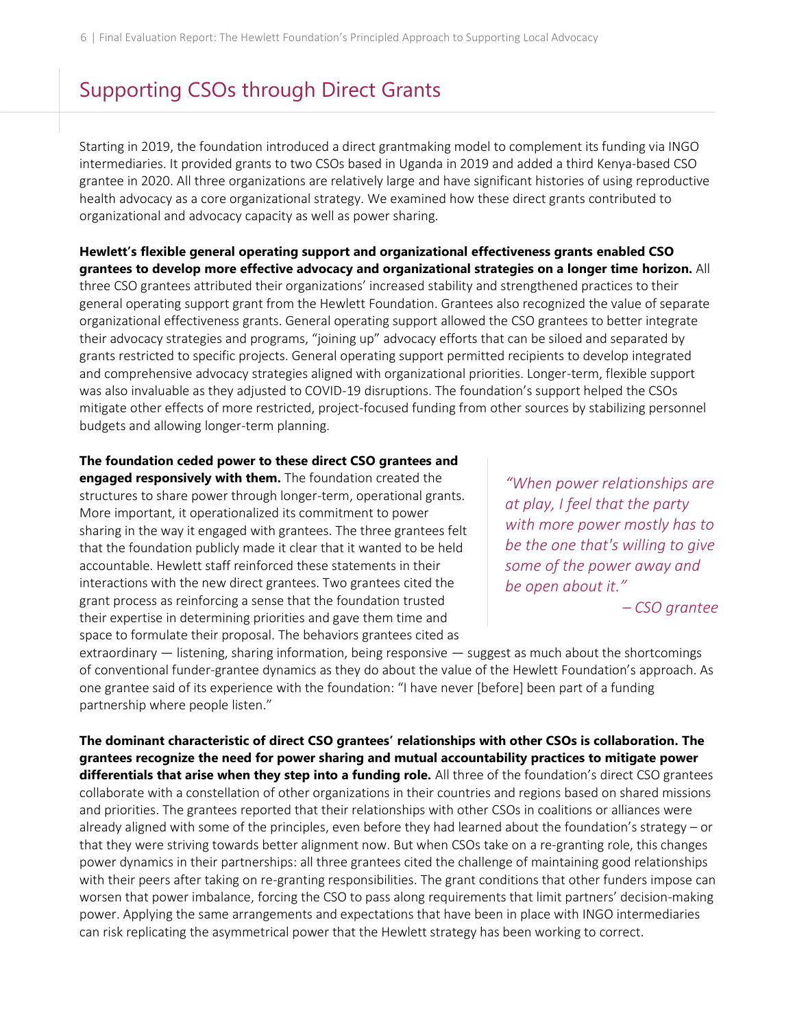## Supporting CSOs through Direct Grants

Starting in 2019, the foundation introduced a direct grantmaking model to complement its funding via INGO intermediaries. It provided grants to two CSOs based in Uganda in 2019 and added a third Kenya-based CSO grantee in 2020. All three organizations are relatively large and have significant histories of using reproductive health advocacy as a core organizational strategy. We examined how these direct grants contributed to organizational and advocacy capacity as well as power sharing.

**Hewlett's flexible general operating support and organizational effectiveness grants enabled CSO grantees to develop more effective advocacy and organizational strategies on a longer time horizon.** All three CSO grantees attributed their organizations' increased stability and strengthened practices to their general operating support grant from the Hewlett Foundation. Grantees also recognized the value of separate organizational effectiveness grants. General operating support allowed the CSO grantees to better integrate their advocacy strategies and programs, "joining up" advocacy efforts that can be siloed and separated by grants restricted to specific projects. General operating support permitted recipients to develop integrated and comprehensive advocacy strategies aligned with organizational priorities. Longer-term, flexible support was also invaluable as they adjusted to COVID-19 disruptions. The foundation's support helped the CSOs mitigate other effects of more restricted, project-focused funding from other sources by stabilizing personnel budgets and allowing longer-term planning.

**The foundation ceded power to these direct CSO grantees and engaged responsively with them.** The foundation created the structures to share power through longer-term, operational grants. More important, it operationalized its commitment to power sharing in the way it engaged with grantees. The three grantees felt that the foundation publicly made it clear that it wanted to be held accountable. Hewlett staff reinforced these statements in their interactions with the new direct grantees. Two grantees cited the grant process as reinforcing a sense that the foundation trusted their expertise in determining priorities and gave them time and space to formulate their proposal. The behaviors grantees cited as extraordinary — listening, sharing information, being responsive — suggest as much about the shortcomings of conventional funder-grantee dynamics as they do about the value of the Hewlett Foundation's approach. As one grantee said of its experience with the foundation: "I have never [before] been part of a funding partnership where people listen."

> *"When power relationships are at play, I feel that the party with more power mostly has to be the one that's willing to give some of the power away and be open about it."*
>
> *– CSO grantee*

**The dominant characteristic of direct CSO grantees' relationships with other CSOs is collaboration. The grantees recognize the need for power sharing and mutual accountability practices to mitigate power differentials that arise when they step into a funding role.** All three of the foundation's direct CSO grantees collaborate with a constellation of other organizations in their countries and regions based on shared missions and priorities. The grantees reported that their relationships with other CSOs in coalitions or alliances were already aligned with some of the principles, even before they had learned about the foundation's strategy – or that they were striving towards better alignment now. But when CSOs take on a re-granting role, this changes power dynamics in their partnerships: all three grantees cited the challenge of maintaining good relationships with their peers after taking on re-granting responsibilities. The grant conditions that other funders impose can worsen that power imbalance, forcing the CSO to pass along requirements that limit partners' decision-making power. Applying the same arrangements and expectations that have been in place with INGO intermediaries can risk replicating the asymmetrical power that the Hewlett strategy has been working to correct.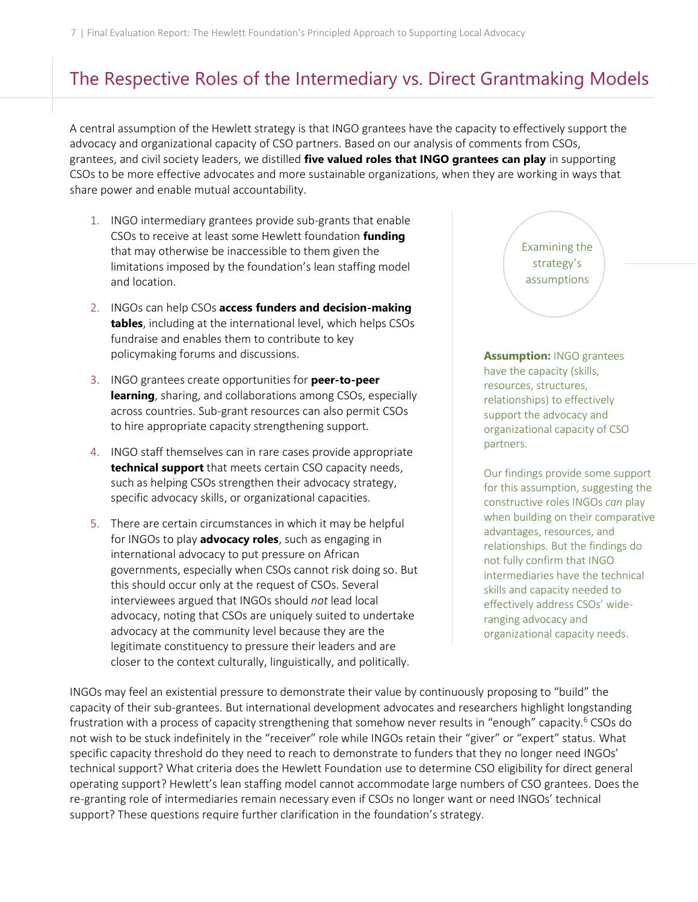## The Respective Roles of the Intermediary vs. Direct Grantmaking Models

A central assumption of the Hewlett strategy is that INGO grantees have the capacity to effectively support the advocacy and organizational capacity of CSO partners. Based on our analysis of comments from CSOs, grantees, and civil society leaders, we distilled **five valued roles that INGO grantees can play** in supporting CSOs to be more effective advocates and more sustainable organizations, when they are working in ways that share power and enable mutual accountability.

1. INGO intermediary grantees provide sub-grants that enable CSOs to receive at least some Hewlett foundation **funding** that may otherwise be inaccessible to them given the limitations imposed by the foundation's lean staffing model and location.
2. INGOs can help CSOs **access funders and decision-making tables**, including at the international level, which helps CSOs fundraise and enables them to contribute to key policymaking forums and discussions.
3. INGO grantees create opportunities for **peer-to-peer learning**, sharing, and collaborations among CSOs, especially across countries. Sub-grant resources can also permit CSOs to hire appropriate capacity strengthening support.
4. INGO staff themselves can in rare cases provide appropriate **technical support** that meets certain CSO capacity needs, such as helping CSOs strengthen their advocacy strategy, specific advocacy skills, or organizational capacities.
5. There are certain circumstances in which it may be helpful for INGOs to play **advocacy roles**, such as engaging in international advocacy to put pressure on African governments, especially when CSOs cannot risk doing so. But this should occur only at the request of CSOs. Several interviewees argued that INGOs should *not* lead local advocacy, noting that CSOs are uniquely suited to undertake advocacy at the community level because they are the legitimate constituency to pressure their leaders and are closer to the context culturally, linguistically, and politically.

Examining the strategy's assumptions

**Assumption:** INGO grantees have the capacity (skills, resources, structures, relationships) to effectively support the advocacy and organizational capacity of CSO partners.

Our findings provide some support for this assumption, suggesting the constructive roles INGOs *can* play when building on their comparative advantages, resources, and relationships. But the findings do not fully confirm that INGO intermediaries have the technical skills and capacity needed to effectively address CSOs' wide-ranging advocacy and organizational capacity needs.

INGOs may feel an existential pressure to demonstrate their value by continuously proposing to "build" the capacity of their sub-grantees. But international development advocates and researchers highlight longstanding frustration with a process of capacity strengthening that somehow never results in "enough" capacity.[6] CSOs do not wish to be stuck indefinitely in the "receiver" role while INGOs retain their "giver" or "expert" status. What specific capacity threshold do they need to reach to demonstrate to funders that they no longer need INGOs' technical support? What criteria does the Hewlett Foundation use to determine CSO eligibility for direct general operating support? Hewlett's lean staffing model cannot accommodate large numbers of CSO grantees. Does the re-granting role of intermediaries remain necessary even if CSOs no longer want or need INGOs' technical support? These questions require further clarification in the foundation's strategy.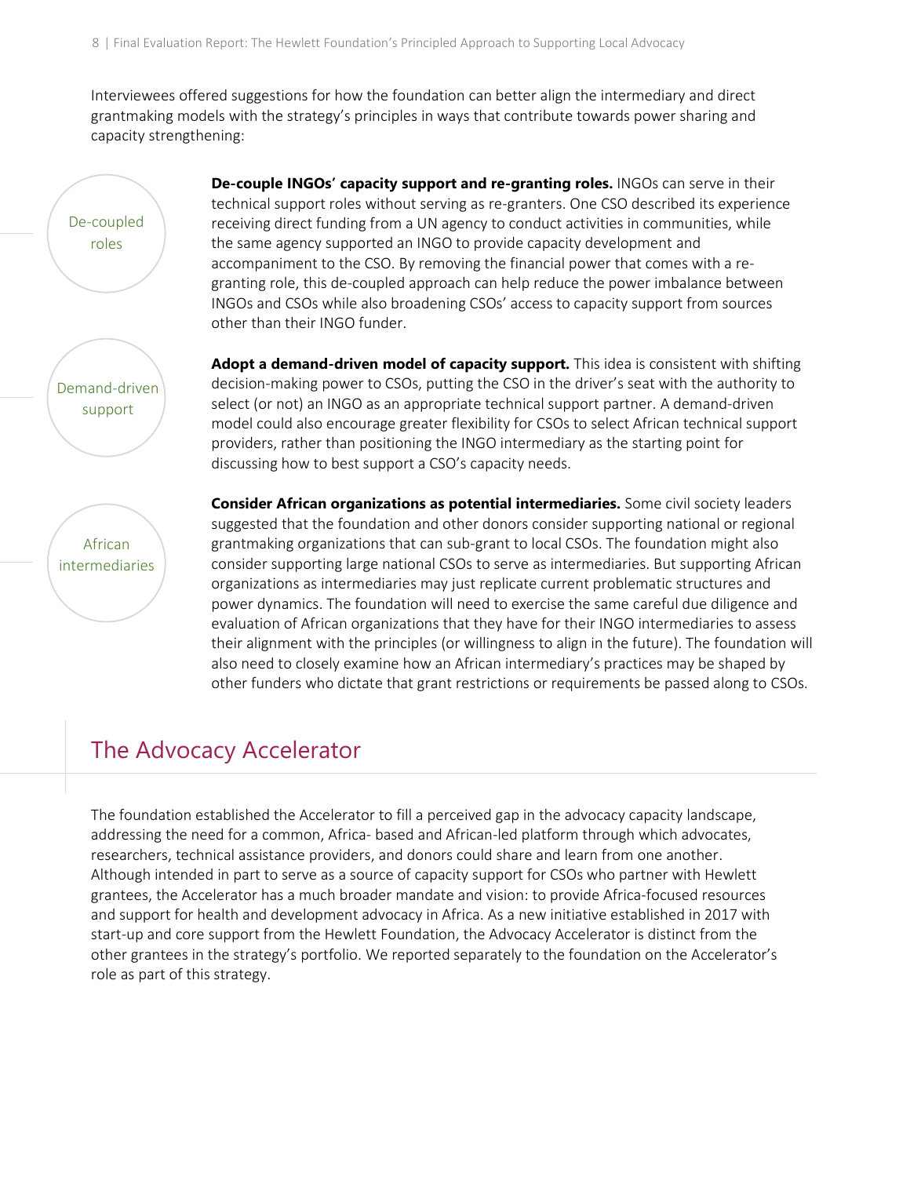Interviewees offered suggestions for how the foundation can better align the intermediary and direct grantmaking models with the strategy's principles in ways that contribute towards power sharing and capacity strengthening:

De-coupled roles

**De-couple INGOs' capacity support and re-granting roles.** INGOs can serve in their technical support roles without serving as re-granters. One CSO described its experience receiving direct funding from a UN agency to conduct activities in communities, while the same agency supported an INGO to provide capacity development and accompaniment to the CSO. By removing the financial power that comes with a re-granting role, this de-coupled approach can help reduce the power imbalance between INGOs and CSOs while also broadening CSOs' access to capacity support from sources other than their INGO funder.

Demand-driven support

**Adopt a demand-driven model of capacity support.** This idea is consistent with shifting decision-making power to CSOs, putting the CSO in the driver's seat with the authority to select (or not) an INGO as an appropriate technical support partner. A demand-driven model could also encourage greater flexibility for CSOs to select African technical support providers, rather than positioning the INGO intermediary as the starting point for discussing how to best support a CSO's capacity needs.

African intermediaries

**Consider African organizations as potential intermediaries.** Some civil society leaders suggested that the foundation and other donors consider supporting national or regional grantmaking organizations that can sub-grant to local CSOs. The foundation might also consider supporting large national CSOs to serve as intermediaries. But supporting African organizations as intermediaries may just replicate current problematic structures and power dynamics. The foundation will need to exercise the same careful due diligence and evaluation of African organizations that they have for their INGO intermediaries to assess their alignment with the principles (or willingness to align in the future). The foundation will also need to closely examine how an African intermediary's practices may be shaped by other funders who dictate that grant restrictions or requirements be passed along to CSOs.

## The Advocacy Accelerator

The foundation established the Accelerator to fill a perceived gap in the advocacy capacity landscape, addressing the need for a common, Africa- based and African-led platform through which advocates, researchers, technical assistance providers, and donors could share and learn from one another. Although intended in part to serve as a source of capacity support for CSOs who partner with Hewlett grantees, the Accelerator has a much broader mandate and vision: to provide Africa-focused resources and support for health and development advocacy in Africa. As a new initiative established in 2017 with start-up and core support from the Hewlett Foundation, the Advocacy Accelerator is distinct from the other grantees in the strategy's portfolio. We reported separately to the foundation on the Accelerator's role as part of this strategy.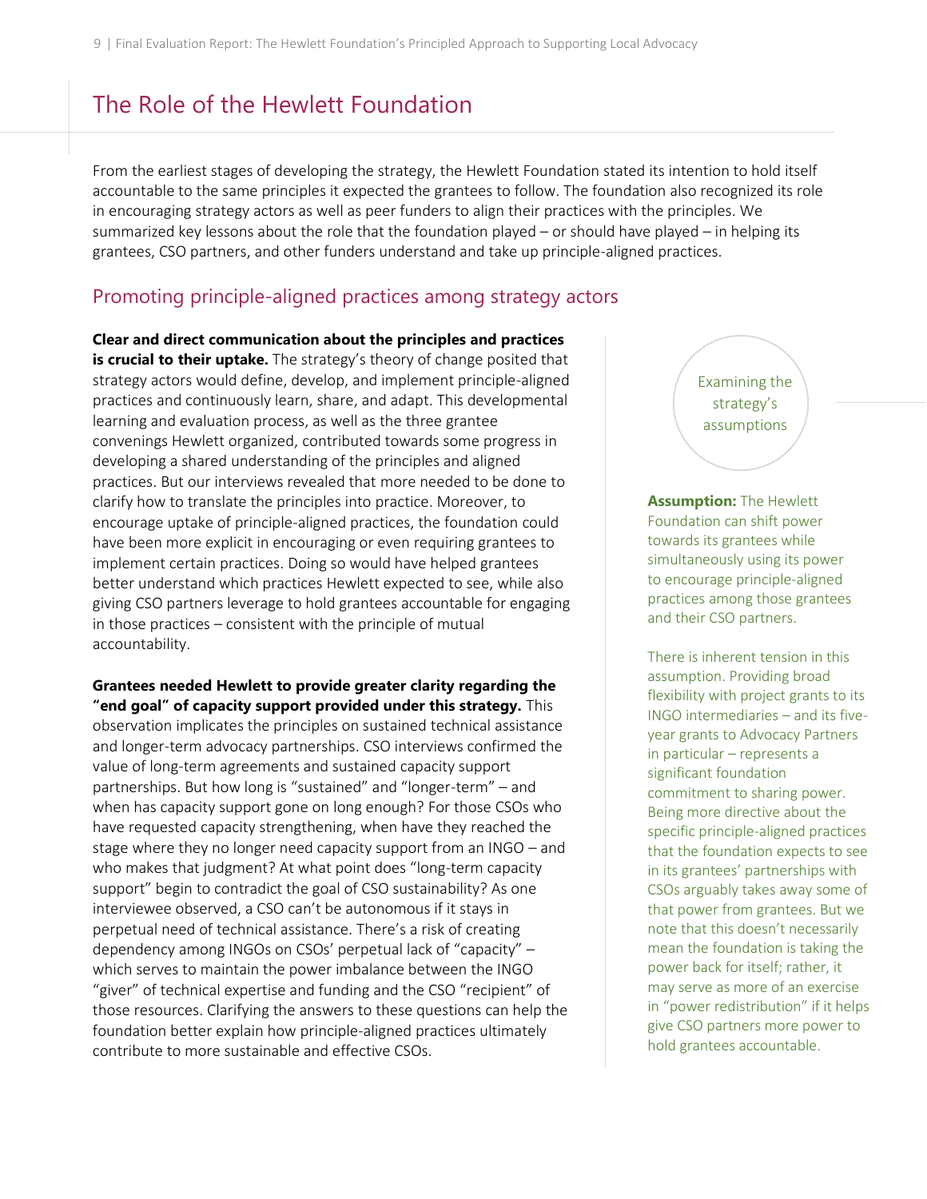# The Role of the Hewlett Foundation

From the earliest stages of developing the strategy, the Hewlett Foundation stated its intention to hold itself accountable to the same principles it expected the grantees to follow. The foundation also recognized its role in encouraging strategy actors as well as peer funders to align their practices with the principles. We summarized key lessons about the role that the foundation played – or should have played – in helping its grantees, CSO partners, and other funders understand and take up principle-aligned practices.

## Promoting principle-aligned practices among strategy actors

**Clear and direct communication about the principles and practices is crucial to their uptake.** The strategy's theory of change posited that strategy actors would define, develop, and implement principle-aligned practices and continuously learn, share, and adapt. This developmental learning and evaluation process, as well as the three grantee convenings Hewlett organized, contributed towards some progress in developing a shared understanding of the principles and aligned practices. But our interviews revealed that more needed to be done to clarify how to translate the principles into practice. Moreover, to encourage uptake of principle-aligned practices, the foundation could have been more explicit in encouraging or even requiring grantees to implement certain practices. Doing so would have helped grantees better understand which practices Hewlett expected to see, while also giving CSO partners leverage to hold grantees accountable for engaging in those practices – consistent with the principle of mutual accountability.

**Grantees needed Hewlett to provide greater clarity regarding the "end goal" of capacity support provided under this strategy.** This observation implicates the principles on sustained technical assistance and longer-term advocacy partnerships. CSO interviews confirmed the value of long-term agreements and sustained capacity support partnerships. But how long is "sustained" and "longer-term" – and when has capacity support gone on long enough? For those CSOs who have requested capacity strengthening, when have they reached the stage where they no longer need capacity support from an INGO – and who makes that judgment? At what point does "long-term capacity support" begin to contradict the goal of CSO sustainability? As one interviewee observed, a CSO can't be autonomous if it stays in perpetual need of technical assistance. There's a risk of creating dependency among INGOs on CSOs' perpetual lack of "capacity" – which serves to maintain the power imbalance between the INGO "giver" of technical expertise and funding and the CSO "recipient" of those resources. Clarifying the answers to these questions can help the foundation better explain how principle-aligned practices ultimately contribute to more sustainable and effective CSOs.

Examining the strategy's assumptions

**Assumption:** The Hewlett Foundation can shift power towards its grantees while simultaneously using its power to encourage principle-aligned practices among those grantees and their CSO partners.

There is inherent tension in this assumption. Providing broad flexibility with project grants to its INGO intermediaries – and its five-year grants to Advocacy Partners in particular – represents a significant foundation commitment to sharing power. Being more directive about the specific principle-aligned practices that the foundation expects to see in its grantees' partnerships with CSOs arguably takes away some of that power from grantees. But we note that this doesn't necessarily mean the foundation is taking the power back for itself; rather, it may serve as more of an exercise in "power redistribution" if it helps give CSO partners more power to hold grantees accountable.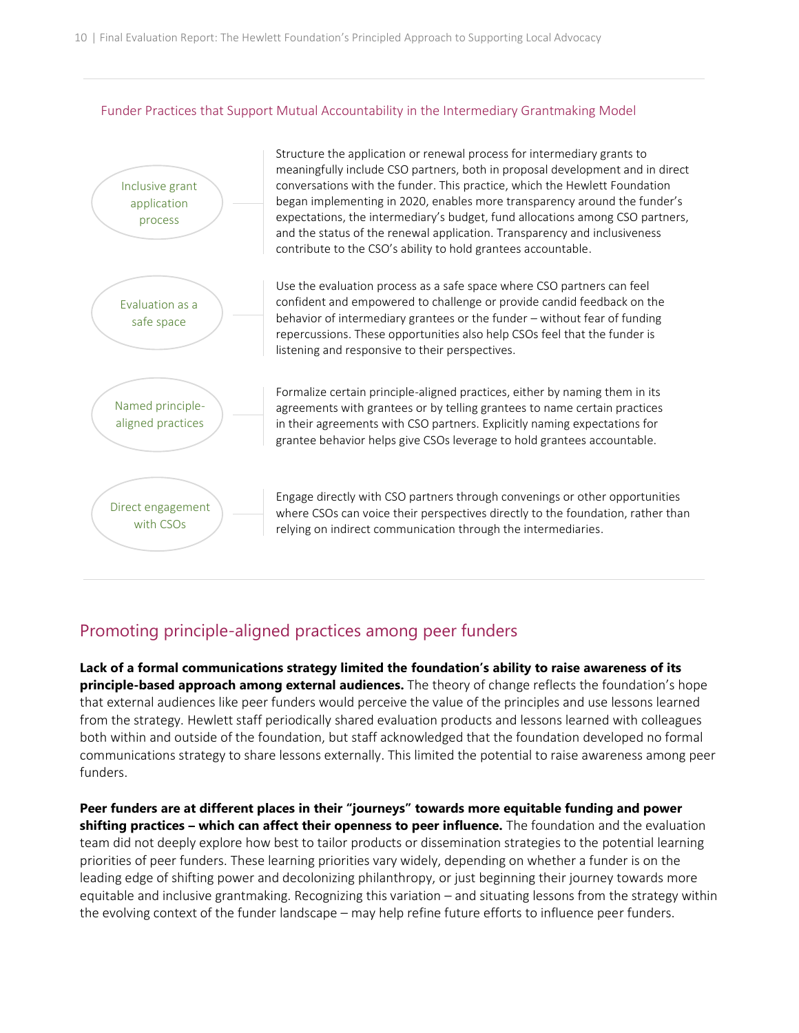### Funder Practices that Support Mutual Accountability in the Intermediary Grantmaking Model

| Practice | Description |
| --- | --- |
| Inclusive grant application process | Structure the application or renewal process for intermediary grants to meaningfully include CSO partners, both in proposal development and in direct conversations with the funder. This practice, which the Hewlett Foundation began implementing in 2020, enables more transparency around the funder's expectations, the intermediary's budget, fund allocations among CSO partners, and the status of the renewal application. Transparency and inclusiveness contribute to the CSO's ability to hold grantees accountable. |
| Evaluation as a safe space | Use the evaluation process as a safe space where CSO partners can feel confident and empowered to challenge or provide candid feedback on the behavior of intermediary grantees or the funder – without fear of funding repercussions. These opportunities also help CSOs feel that the funder is listening and responsive to their perspectives. |
| Named principle-aligned practices | Formalize certain principle-aligned practices, either by naming them in its agreements with grantees or by telling grantees to name certain practices in their agreements with CSO partners. Explicitly naming expectations for grantee behavior helps give CSOs leverage to hold grantees accountable. |
| Direct engagement with CSOs | Engage directly with CSO partners through convenings or other opportunities where CSOs can voice their perspectives directly to the foundation, rather than relying on indirect communication through the intermediaries. |

## Promoting principle-aligned practices among peer funders

**Lack of a formal communications strategy limited the foundation's ability to raise awareness of its principle-based approach among external audiences.** The theory of change reflects the foundation's hope that external audiences like peer funders would perceive the value of the principles and use lessons learned from the strategy. Hewlett staff periodically shared evaluation products and lessons learned with colleagues both within and outside of the foundation, but staff acknowledged that the foundation developed no formal communications strategy to share lessons externally. This limited the potential to raise awareness among peer funders.

**Peer funders are at different places in their "journeys" towards more equitable funding and power shifting practices – which can affect their openness to peer influence.** The foundation and the evaluation team did not deeply explore how best to tailor products or dissemination strategies to the potential learning priorities of peer funders. These learning priorities vary widely, depending on whether a funder is on the leading edge of shifting power and decolonizing philanthropy, or just beginning their journey towards more equitable and inclusive grantmaking. Recognizing this variation – and situating lessons from the strategy within the evolving context of the funder landscape – may help refine future efforts to influence peer funders.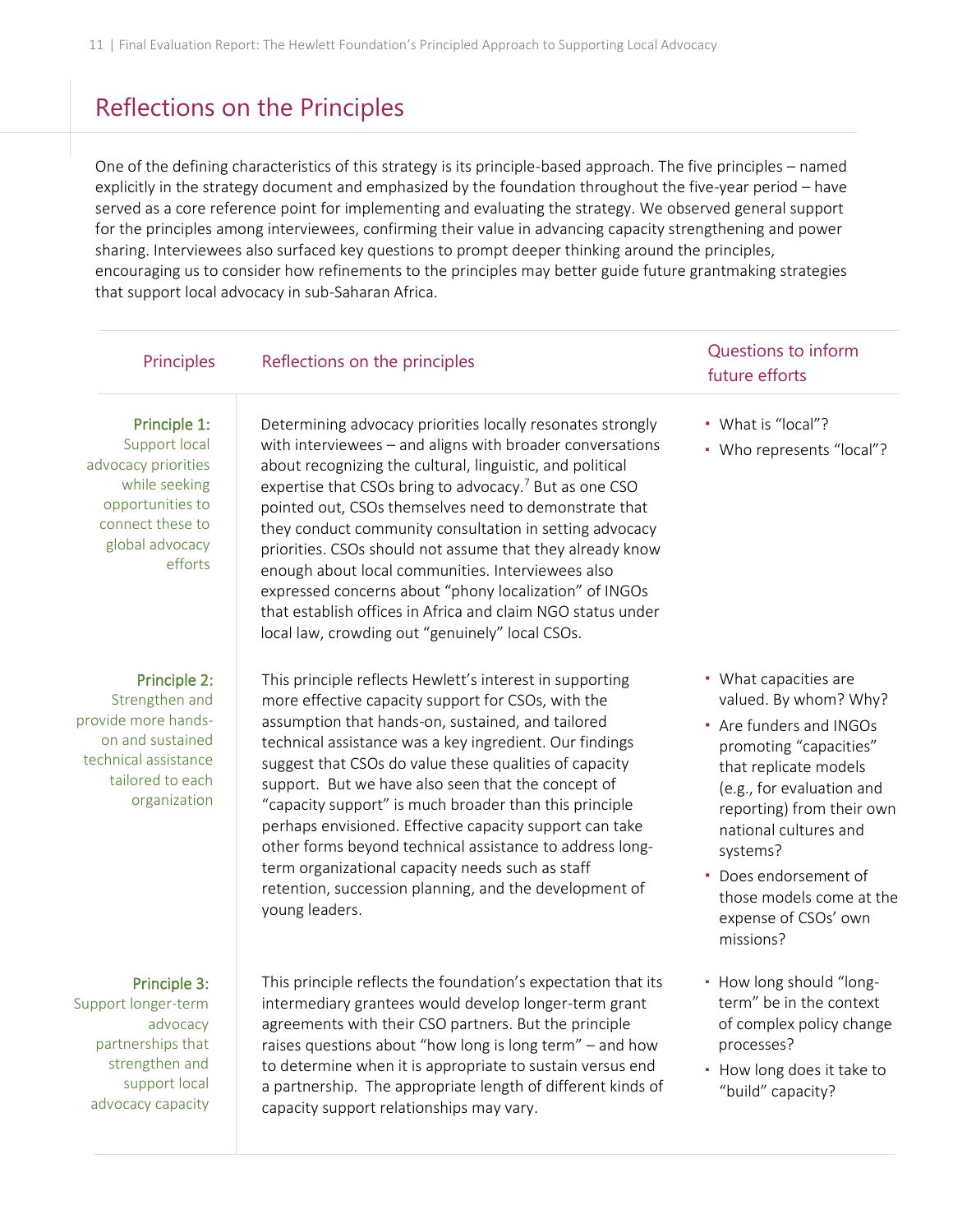## Reflections on the Principles

One of the defining characteristics of this strategy is its principle-based approach. The five principles – named explicitly in the strategy document and emphasized by the foundation throughout the five-year period – have served as a core reference point for implementing and evaluating the strategy. We observed general support for the principles among interviewees, confirming their value in advancing capacity strengthening and power sharing. Interviewees also surfaced key questions to prompt deeper thinking around the principles, encouraging us to consider how refinements to the principles may better guide future grantmaking strategies that support local advocacy in sub-Saharan Africa.

| Principles | Reflections on the principles | Questions to inform future efforts |
|---|---|---|
| **Principle 1:** Support local advocacy priorities while seeking opportunities to connect these to global advocacy efforts | Determining advocacy priorities locally resonates strongly with interviewees – and aligns with broader conversations about recognizing the cultural, linguistic, and political expertise that CSOs bring to advocacy.[7] But as one CSO pointed out, CSOs themselves need to demonstrate that they conduct community consultation in setting advocacy priorities. CSOs should not assume that they already know enough about local communities. Interviewees also expressed concerns about "phony localization" of INGOs that establish offices in Africa and claim NGO status under local law, crowding out "genuinely" local CSOs. | • What is "local"?<br>• Who represents "local"? |
| **Principle 2:** Strengthen and provide more hands-on and sustained technical assistance tailored to each organization | This principle reflects Hewlett's interest in supporting more effective capacity support for CSOs, with the assumption that hands-on, sustained, and tailored technical assistance was a key ingredient. Our findings suggest that CSOs do value these qualities of capacity support. But we have also seen that the concept of "capacity support" is much broader than this principle perhaps envisioned. Effective capacity support can take other forms beyond technical assistance to address long-term organizational capacity needs such as staff retention, succession planning, and the development of young leaders. | • What capacities are valued. By whom? Why?<br>• Are funders and INGOs promoting "capacities" that replicate models (e.g., for evaluation and reporting) from their own national cultures and systems?<br>• Does endorsement of those models come at the expense of CSOs' own missions? |
| **Principle 3:** Support longer-term advocacy partnerships that strengthen and support local advocacy capacity | This principle reflects the foundation's expectation that its intermediary grantees would develop longer-term grant agreements with their CSO partners. But the principle raises questions about "how long is long term" – and how to determine when it is appropriate to sustain versus end a partnership. The appropriate length of different kinds of capacity support relationships may vary. | • How long should "long-term" be in the context of complex policy change processes?<br>• How long does it take to "build" capacity? |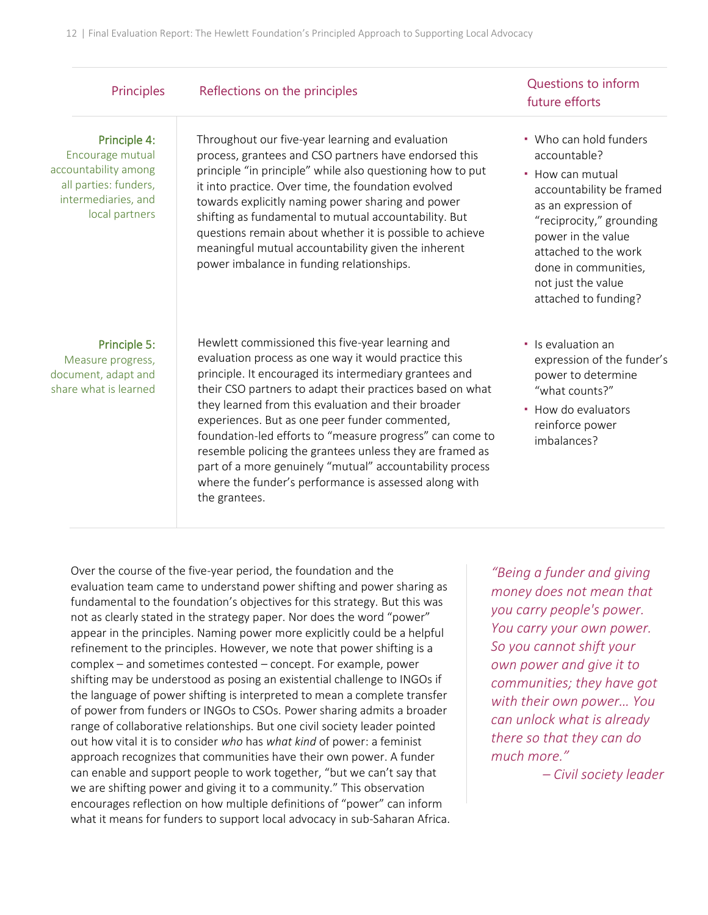| Principles | Reflections on the principles | Questions to inform future efforts |
| --- | --- | --- |
| **Principle 4:** Encourage mutual accountability among all parties: funders, intermediaries, and local partners | Throughout our five-year learning and evaluation process, grantees and CSO partners have endorsed this principle "in principle" while also questioning how to put it into practice. Over time, the foundation evolved towards explicitly naming power sharing and power shifting as fundamental to mutual accountability. But questions remain about whether it is possible to achieve meaningful mutual accountability given the inherent power imbalance in funding relationships. | ▪ Who can hold funders accountable?<br>▪ How can mutual accountability be framed as an expression of "reciprocity," grounding power in the value attached to the work done in communities, not just the value attached to funding? |
| **Principle 5:** Measure progress, document, adapt and share what is learned | Hewlett commissioned this five-year learning and evaluation process as one way it would practice this principle. It encouraged its intermediary grantees and their CSO partners to adapt their practices based on what they learned from this evaluation and their broader experiences. But as one peer funder commented, foundation-led efforts to "measure progress" can come to resemble policing the grantees unless they are framed as part of a more genuinely "mutual" accountability process where the funder's performance is assessed along with the grantees. | ▪ Is evaluation an expression of the funder's power to determine "what counts?"<br>▪ How do evaluators reinforce power imbalances? |

Over the course of the five-year period, the foundation and the evaluation team came to understand power shifting and power sharing as fundamental to the foundation's objectives for this strategy. But this was not as clearly stated in the strategy paper. Nor does the word "power" appear in the principles. Naming power more explicitly could be a helpful refinement to the principles. However, we note that power shifting is a complex – and sometimes contested – concept. For example, power shifting may be understood as posing an existential challenge to INGOs if the language of power shifting is interpreted to mean a complete transfer of power from funders or INGOs to CSOs. Power sharing admits a broader range of collaborative relationships. But one civil society leader pointed out how vital it is to consider *who* has *what kind* of power: a feminist approach recognizes that communities have their own power. A funder can enable and support people to work together, "but we can't say that we are shifting power and giving it to a community." This observation encourages reflection on how multiple definitions of "power" can inform what it means for funders to support local advocacy in sub-Saharan Africa.

> *"Being a funder and giving money does not mean that you carry people's power. You carry your own power. So you cannot shift your own power and give it to communities; they have got with their own power… You can unlock what is already there so that they can do much more."*
>
> *– Civil society leader*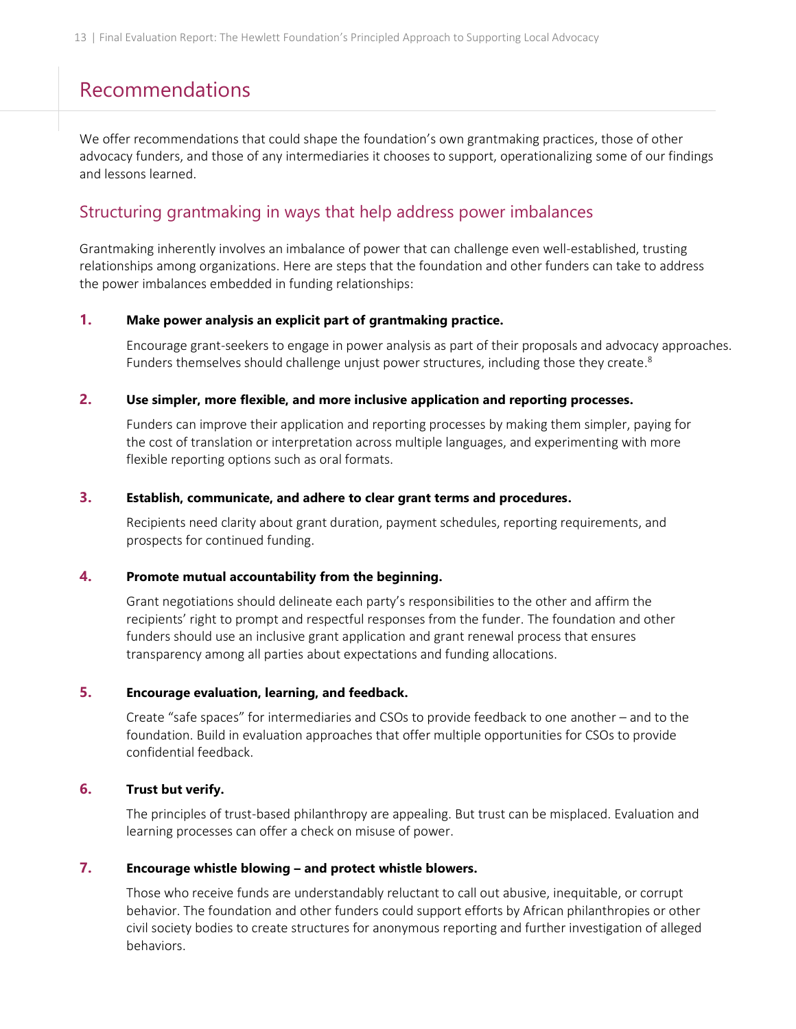# Recommendations

We offer recommendations that could shape the foundation's own grantmaking practices, those of other advocacy funders, and those of any intermediaries it chooses to support, operationalizing some of our findings and lessons learned.

## Structuring grantmaking in ways that help address power imbalances

Grantmaking inherently involves an imbalance of power that can challenge even well-established, trusting relationships among organizations. Here are steps that the foundation and other funders can take to address the power imbalances embedded in funding relationships:

1. **Make power analysis an explicit part of grantmaking practice.**

   Encourage grant-seekers to engage in power analysis as part of their proposals and advocacy approaches. Funders themselves should challenge unjust power structures, including those they create.[8]

2. **Use simpler, more flexible, and more inclusive application and reporting processes.**

   Funders can improve their application and reporting processes by making them simpler, paying for the cost of translation or interpretation across multiple languages, and experimenting with more flexible reporting options such as oral formats.

3. **Establish, communicate, and adhere to clear grant terms and procedures.**

   Recipients need clarity about grant duration, payment schedules, reporting requirements, and prospects for continued funding.

4. **Promote mutual accountability from the beginning.**

   Grant negotiations should delineate each party's responsibilities to the other and affirm the recipients' right to prompt and respectful responses from the funder. The foundation and other funders should use an inclusive grant application and grant renewal process that ensures transparency among all parties about expectations and funding allocations.

5. **Encourage evaluation, learning, and feedback.**

   Create "safe spaces" for intermediaries and CSOs to provide feedback to one another – and to the foundation. Build in evaluation approaches that offer multiple opportunities for CSOs to provide confidential feedback.

6. **Trust but verify.**

   The principles of trust-based philanthropy are appealing. But trust can be misplaced. Evaluation and learning processes can offer a check on misuse of power.

7. **Encourage whistle blowing – and protect whistle blowers.**

   Those who receive funds are understandably reluctant to call out abusive, inequitable, or corrupt behavior. The foundation and other funders could support efforts by African philanthropies or other civil society bodies to create structures for anonymous reporting and further investigation of alleged behaviors.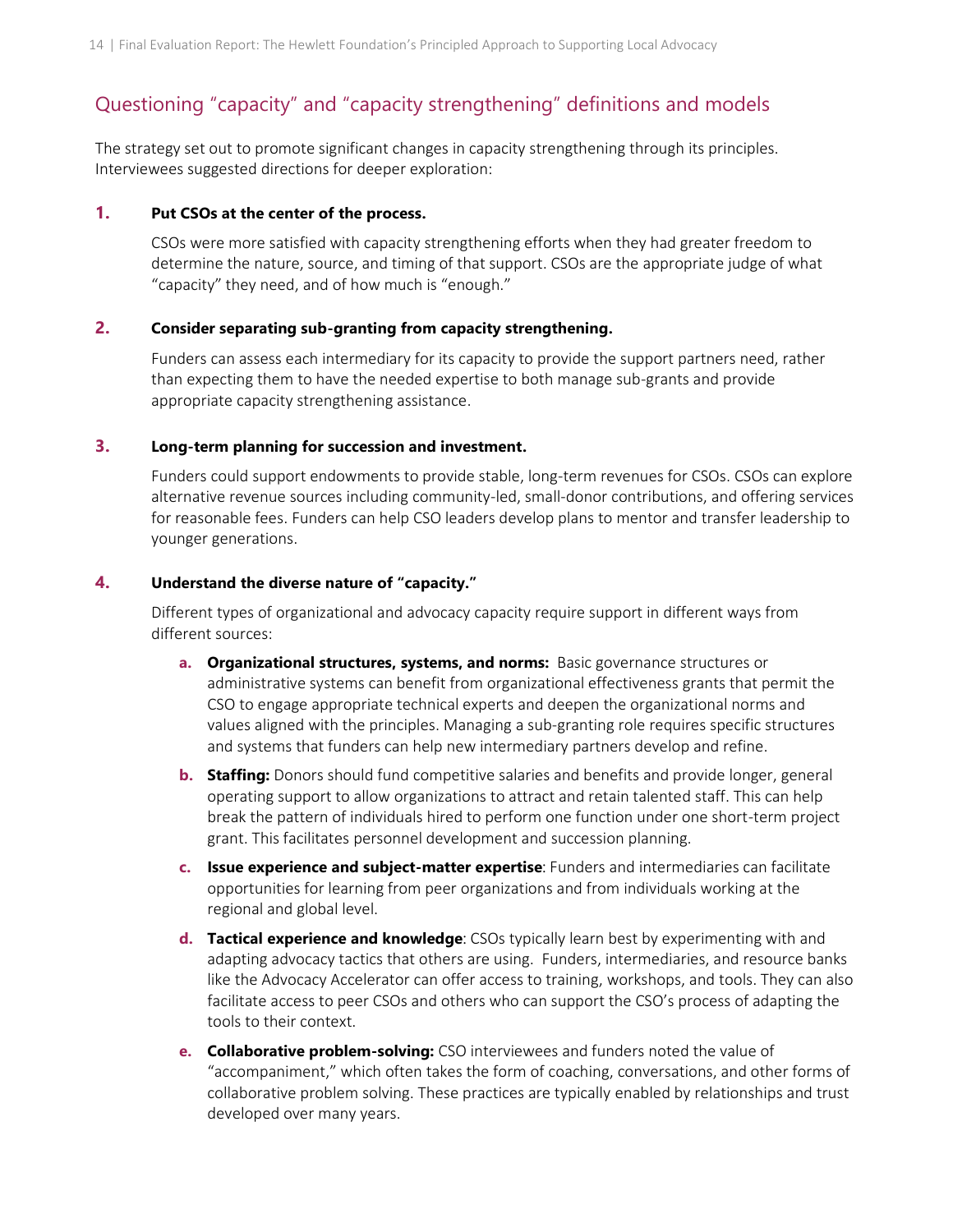## Questioning "capacity" and "capacity strengthening" definitions and models

The strategy set out to promote significant changes in capacity strengthening through its principles. Interviewees suggested directions for deeper exploration:

1. **Put CSOs at the center of the process.**

   CSOs were more satisfied with capacity strengthening efforts when they had greater freedom to determine the nature, source, and timing of that support. CSOs are the appropriate judge of what "capacity" they need, and of how much is "enough."

2. **Consider separating sub-granting from capacity strengthening.**

   Funders can assess each intermediary for its capacity to provide the support partners need, rather than expecting them to have the needed expertise to both manage sub-grants and provide appropriate capacity strengthening assistance.

3. **Long-term planning for succession and investment.**

   Funders could support endowments to provide stable, long-term revenues for CSOs. CSOs can explore alternative revenue sources including community-led, small-donor contributions, and offering services for reasonable fees. Funders can help CSO leaders develop plans to mentor and transfer leadership to younger generations.

4. **Understand the diverse nature of "capacity."**

   Different types of organizational and advocacy capacity require support in different ways from different sources:

   a. **Organizational structures, systems, and norms:** Basic governance structures or administrative systems can benefit from organizational effectiveness grants that permit the CSO to engage appropriate technical experts and deepen the organizational norms and values aligned with the principles. Managing a sub-granting role requires specific structures and systems that funders can help new intermediary partners develop and refine.

   b. **Staffing:** Donors should fund competitive salaries and benefits and provide longer, general operating support to allow organizations to attract and retain talented staff. This can help break the pattern of individuals hired to perform one function under one short-term project grant. This facilitates personnel development and succession planning.

   c. **Issue experience and subject-matter expertise**: Funders and intermediaries can facilitate opportunities for learning from peer organizations and from individuals working at the regional and global level.

   d. **Tactical experience and knowledge**: CSOs typically learn best by experimenting with and adapting advocacy tactics that others are using. Funders, intermediaries, and resource banks like the Advocacy Accelerator can offer access to training, workshops, and tools. They can also facilitate access to peer CSOs and others who can support the CSO's process of adapting the tools to their context.

   e. **Collaborative problem-solving:** CSO interviewees and funders noted the value of "accompaniment," which often takes the form of coaching, conversations, and other forms of collaborative problem solving. These practices are typically enabled by relationships and trust developed over many years.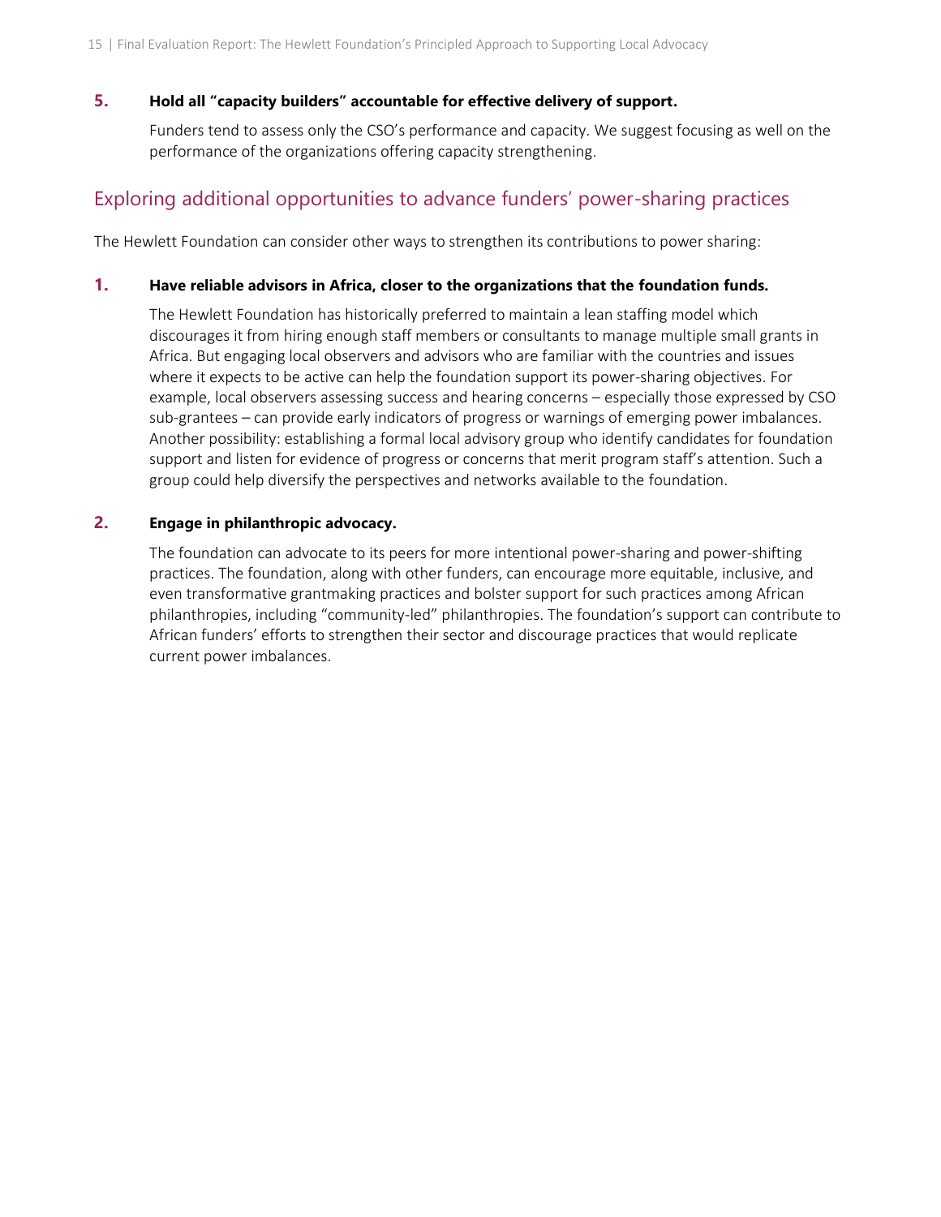**5. Hold all "capacity builders" accountable for effective delivery of support.**

Funders tend to assess only the CSO's performance and capacity. We suggest focusing as well on the performance of the organizations offering capacity strengthening.

## Exploring additional opportunities to advance funders' power-sharing practices

The Hewlett Foundation can consider other ways to strengthen its contributions to power sharing:

**1. Have reliable advisors in Africa, closer to the organizations that the foundation funds.**

The Hewlett Foundation has historically preferred to maintain a lean staffing model which discourages it from hiring enough staff members or consultants to manage multiple small grants in Africa. But engaging local observers and advisors who are familiar with the countries and issues where it expects to be active can help the foundation support its power-sharing objectives. For example, local observers assessing success and hearing concerns – especially those expressed by CSO sub-grantees – can provide early indicators of progress or warnings of emerging power imbalances. Another possibility: establishing a formal local advisory group who identify candidates for foundation support and listen for evidence of progress or concerns that merit program staff's attention. Such a group could help diversify the perspectives and networks available to the foundation.

**2. Engage in philanthropic advocacy.**

The foundation can advocate to its peers for more intentional power-sharing and power-shifting practices. The foundation, along with other funders, can encourage more equitable, inclusive, and even transformative grantmaking practices and bolster support for such practices among African philanthropies, including "community-led" philanthropies. The foundation's support can contribute to African funders' efforts to strengthen their sector and discourage practices that would replicate current power imbalances.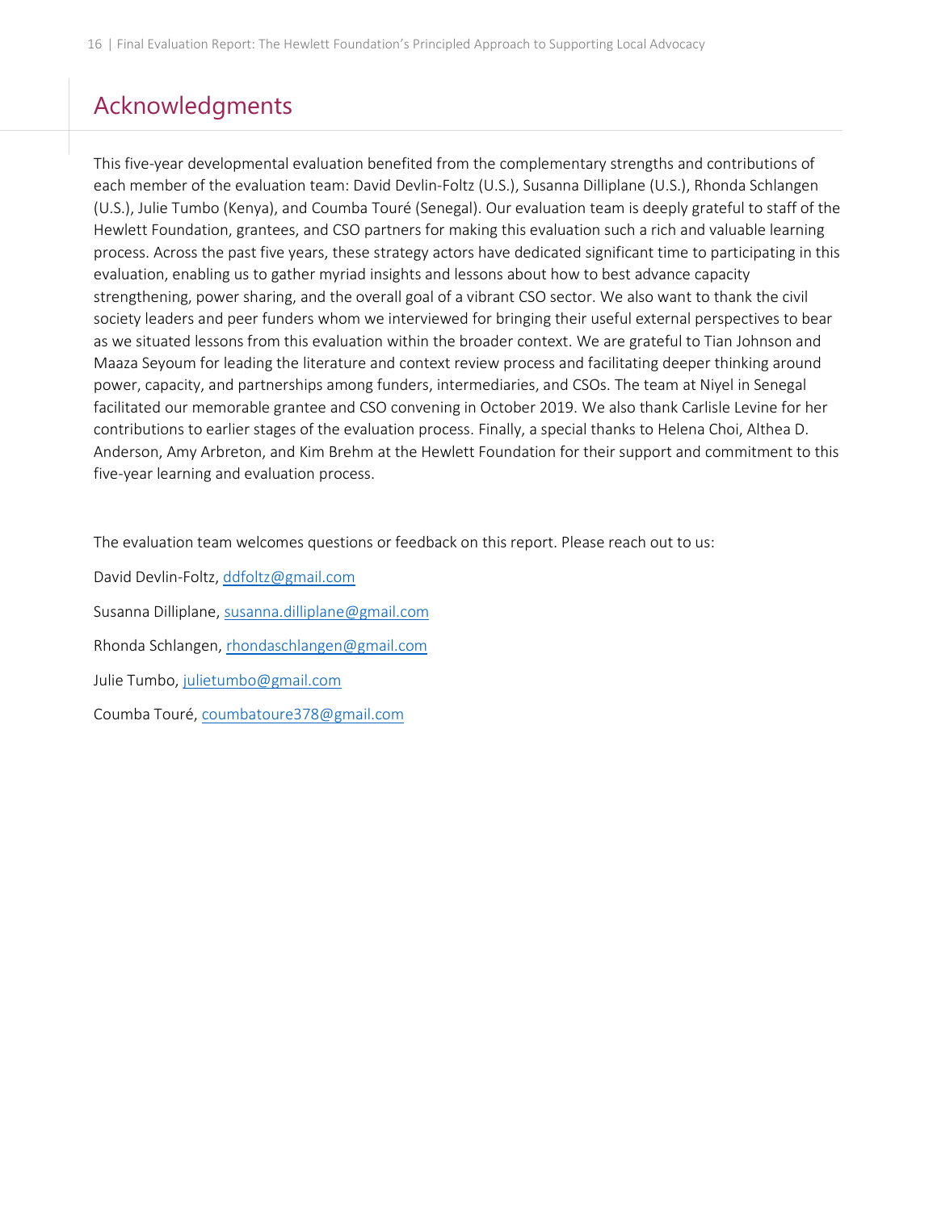## Acknowledgments

This five-year developmental evaluation benefited from the complementary strengths and contributions of each member of the evaluation team: David Devlin-Foltz (U.S.), Susanna Dilliplane (U.S.), Rhonda Schlangen (U.S.), Julie Tumbo (Kenya), and Coumba Touré (Senegal). Our evaluation team is deeply grateful to staff of the Hewlett Foundation, grantees, and CSO partners for making this evaluation such a rich and valuable learning process. Across the past five years, these strategy actors have dedicated significant time to participating in this evaluation, enabling us to gather myriad insights and lessons about how to best advance capacity strengthening, power sharing, and the overall goal of a vibrant CSO sector. We also want to thank the civil society leaders and peer funders whom we interviewed for bringing their useful external perspectives to bear as we situated lessons from this evaluation within the broader context. We are grateful to Tian Johnson and Maaza Seyoum for leading the literature and context review process and facilitating deeper thinking around power, capacity, and partnerships among funders, intermediaries, and CSOs. The team at Niyel in Senegal facilitated our memorable grantee and CSO convening in October 2019. We also thank Carlisle Levine for her contributions to earlier stages of the evaluation process. Finally, a special thanks to Helena Choi, Althea D. Anderson, Amy Arbreton, and Kim Brehm at the Hewlett Foundation for their support and commitment to this five-year learning and evaluation process.

The evaluation team welcomes questions or feedback on this report. Please reach out to us:

David Devlin-Foltz, ddfoltz@gmail.com

Susanna Dilliplane, susanna.dilliplane@gmail.com

Rhonda Schlangen, rhondaschlangen@gmail.com

Julie Tumbo, julietumbo@gmail.com

Coumba Touré, coumbatoure378@gmail.com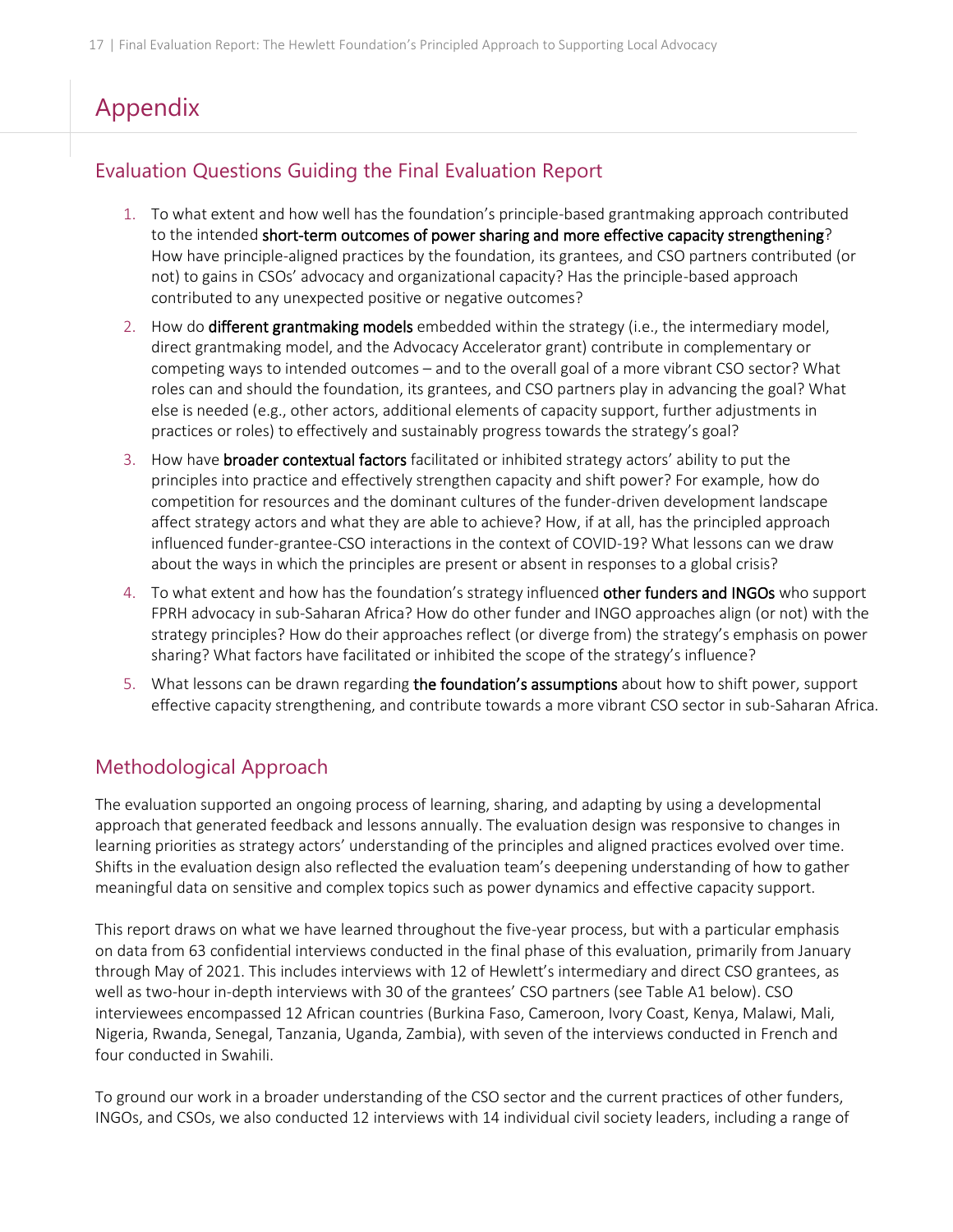# Appendix

## Evaluation Questions Guiding the Final Evaluation Report

1. To what extent and how well has the foundation's principle-based grantmaking approach contributed to the intended **short-term outcomes of power sharing and more effective capacity strengthening**? How have principle-aligned practices by the foundation, its grantees, and CSO partners contributed (or not) to gains in CSOs' advocacy and organizational capacity? Has the principle-based approach contributed to any unexpected positive or negative outcomes?
2. How do **different grantmaking models** embedded within the strategy (i.e., the intermediary model, direct grantmaking model, and the Advocacy Accelerator grant) contribute in complementary or competing ways to intended outcomes – and to the overall goal of a more vibrant CSO sector? What roles can and should the foundation, its grantees, and CSO partners play in advancing the goal? What else is needed (e.g., other actors, additional elements of capacity support, further adjustments in practices or roles) to effectively and sustainably progress towards the strategy's goal?
3. How have **broader contextual factors** facilitated or inhibited strategy actors' ability to put the principles into practice and effectively strengthen capacity and shift power? For example, how do competition for resources and the dominant cultures of the funder-driven development landscape affect strategy actors and what they are able to achieve? How, if at all, has the principled approach influenced funder-grantee-CSO interactions in the context of COVID-19? What lessons can we draw about the ways in which the principles are present or absent in responses to a global crisis?
4. To what extent and how has the foundation's strategy influenced **other funders and INGOs** who support FPRH advocacy in sub-Saharan Africa? How do other funder and INGO approaches align (or not) with the strategy principles? How do their approaches reflect (or diverge from) the strategy's emphasis on power sharing? What factors have facilitated or inhibited the scope of the strategy's influence?
5. What lessons can be drawn regarding **the foundation's assumptions** about how to shift power, support effective capacity strengthening, and contribute towards a more vibrant CSO sector in sub-Saharan Africa.

## Methodological Approach

The evaluation supported an ongoing process of learning, sharing, and adapting by using a developmental approach that generated feedback and lessons annually. The evaluation design was responsive to changes in learning priorities as strategy actors' understanding of the principles and aligned practices evolved over time. Shifts in the evaluation design also reflected the evaluation team's deepening understanding of how to gather meaningful data on sensitive and complex topics such as power dynamics and effective capacity support.

This report draws on what we have learned throughout the five-year process, but with a particular emphasis on data from 63 confidential interviews conducted in the final phase of this evaluation, primarily from January through May of 2021. This includes interviews with 12 of Hewlett's intermediary and direct CSO grantees, as well as two-hour in-depth interviews with 30 of the grantees' CSO partners (see Table A1 below). CSO interviewees encompassed 12 African countries (Burkina Faso, Cameroon, Ivory Coast, Kenya, Malawi, Mali, Nigeria, Rwanda, Senegal, Tanzania, Uganda, Zambia), with seven of the interviews conducted in French and four conducted in Swahili.

To ground our work in a broader understanding of the CSO sector and the current practices of other funders, INGOs, and CSOs, we also conducted 12 interviews with 14 individual civil society leaders, including a range of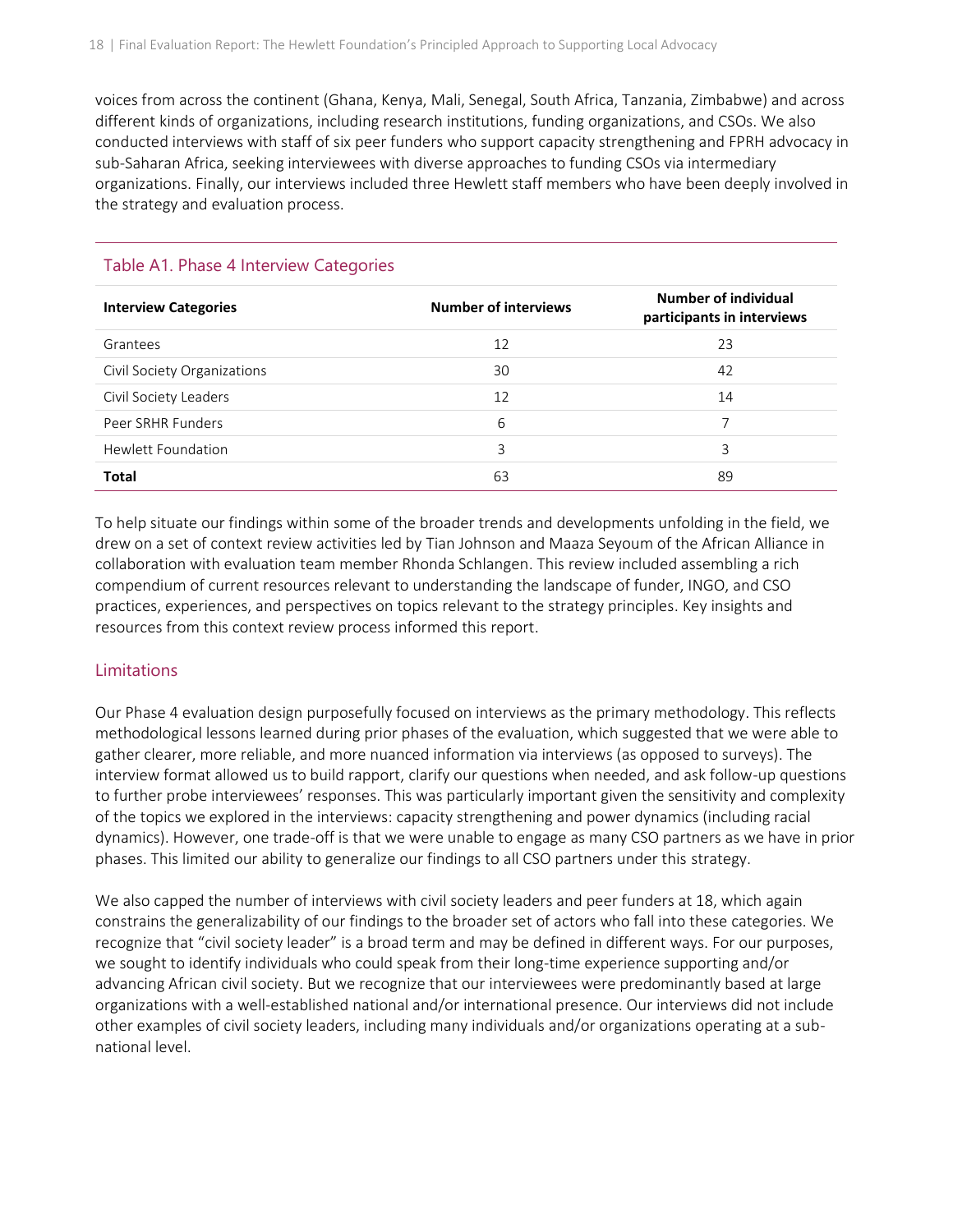voices from across the continent (Ghana, Kenya, Mali, Senegal, South Africa, Tanzania, Zimbabwe) and across different kinds of organizations, including research institutions, funding organizations, and CSOs. We also conducted interviews with staff of six peer funders who support capacity strengthening and FPRH advocacy in sub-Saharan Africa, seeking interviewees with diverse approaches to funding CSOs via intermediary organizations. Finally, our interviews included three Hewlett staff members who have been deeply involved in the strategy and evaluation process.

### Table A1. Phase 4 Interview Categories

| Interview Categories | Number of interviews | Number of individual participants in interviews |
|---|---|---|
| Grantees | 12 | 23 |
| Civil Society Organizations | 30 | 42 |
| Civil Society Leaders | 12 | 14 |
| Peer SRHR Funders | 6 | 7 |
| Hewlett Foundation | 3 | 3 |
| **Total** | 63 | 89 |

To help situate our findings within some of the broader trends and developments unfolding in the field, we drew on a set of context review activities led by Tian Johnson and Maaza Seyoum of the African Alliance in collaboration with evaluation team member Rhonda Schlangen. This review included assembling a rich compendium of current resources relevant to understanding the landscape of funder, INGO, and CSO practices, experiences, and perspectives on topics relevant to the strategy principles. Key insights and resources from this context review process informed this report.

## Limitations

Our Phase 4 evaluation design purposefully focused on interviews as the primary methodology. This reflects methodological lessons learned during prior phases of the evaluation, which suggested that we were able to gather clearer, more reliable, and more nuanced information via interviews (as opposed to surveys). The interview format allowed us to build rapport, clarify our questions when needed, and ask follow-up questions to further probe interviewees' responses. This was particularly important given the sensitivity and complexity of the topics we explored in the interviews: capacity strengthening and power dynamics (including racial dynamics). However, one trade-off is that we were unable to engage as many CSO partners as we have in prior phases. This limited our ability to generalize our findings to all CSO partners under this strategy.

We also capped the number of interviews with civil society leaders and peer funders at 18, which again constrains the generalizability of our findings to the broader set of actors who fall into these categories. We recognize that "civil society leader" is a broad term and may be defined in different ways. For our purposes, we sought to identify individuals who could speak from their long-time experience supporting and/or advancing African civil society. But we recognize that our interviewees were predominantly based at large organizations with a well-established national and/or international presence. Our interviews did not include other examples of civil society leaders, including many individuals and/or organizations operating at a sub-national level.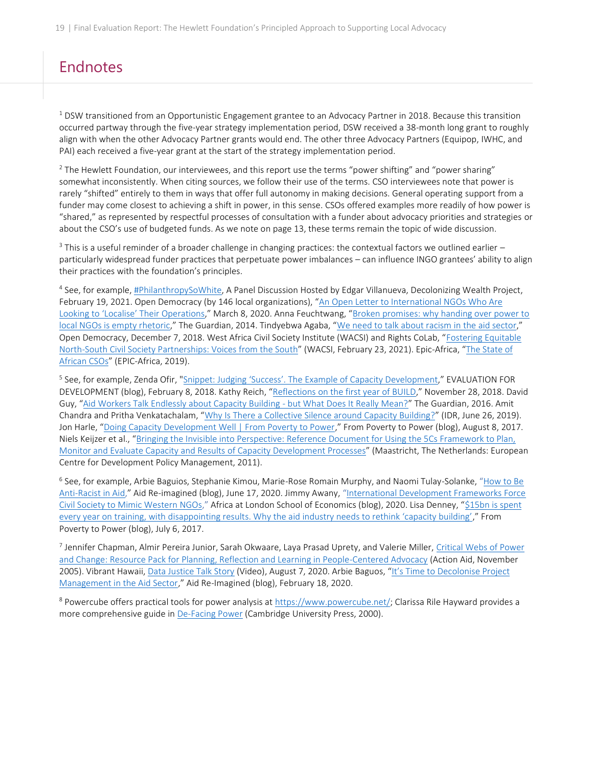# Endnotes

[1] DSW transitioned from an Opportunistic Engagement grantee to an Advocacy Partner in 2018. Because this transition occurred partway through the five-year strategy implementation period, DSW received a 38-month long grant to roughly align with when the other Advocacy Partner grants would end. The other three Advocacy Partners (Equipop, IWHC, and PAI) each received a five-year grant at the start of the strategy implementation period.

[2] The Hewlett Foundation, our interviewees, and this report use the terms "power shifting" and "power sharing" somewhat inconsistently. When citing sources, we follow their use of the terms. CSO interviewees note that power is rarely "shifted" entirely to them in ways that offer full autonomy in making decisions. General operating support from a funder may come closest to achieving a shift in power, in this sense. CSOs offered examples more readily of how power is "shared," as represented by respectful processes of consultation with a funder about advocacy priorities and strategies or about the CSO's use of budgeted funds. As we note on page 13, these terms remain the topic of wide discussion.

[3] This is a useful reminder of a broader challenge in changing practices: the contextual factors we outlined earlier – particularly widespread funder practices that perpetuate power imbalances – can influence INGO grantees' ability to align their practices with the foundation's principles.

[4] See, for example, #PhilanthropySoWhite, A Panel Discussion Hosted by Edgar Villanueva, Decolonizing Wealth Project, February 19, 2021. Open Democracy (by 146 local organizations), "An Open Letter to International NGOs Who Are Looking to 'Localise' Their Operations," March 8, 2020. Anna Feuchtwang, "Broken promises: why handing over power to local NGOs is empty rhetoric," The Guardian, 2014. Tindyebwa Agaba, "We need to talk about racism in the aid sector," Open Democracy, December 7, 2018. West Africa Civil Society Institute (WACSI) and Rights CoLab, "Fostering Equitable North-South Civil Society Partnerships: Voices from the South" (WACSI, February 23, 2021). Epic-Africa, "The State of African CSOs" (EPIC-Africa, 2019).

[5] See, for example, Zenda Ofir, "Snippet: Judging 'Success'. The Example of Capacity Development," EVALUATION FOR DEVELOPMENT (blog), February 8, 2018. Kathy Reich, "Reflections on the first year of BUILD," November 28, 2018. David Guy, "Aid Workers Talk Endlessly about Capacity Building - but What Does It Really Mean?" The Guardian, 2016. Amit Chandra and Pritha Venkatachalam, "Why Is There a Collective Silence around Capacity Building?" (IDR, June 26, 2019). Jon Harle, "Doing Capacity Development Well | From Poverty to Power," From Poverty to Power (blog), August 8, 2017. Niels Keijzer et al., "Bringing the Invisible into Perspective: Reference Document for Using the 5Cs Framework to Plan, Monitor and Evaluate Capacity and Results of Capacity Development Processes" (Maastricht, The Netherlands: European Centre for Development Policy Management, 2011).

[6] See, for example, Arbie Baguios, Stephanie Kimou, Marie-Rose Romain Murphy, and Naomi Tulay-Solanke, "How to Be Anti-Racist in Aid," Aid Re-imagined (blog), June 17, 2020. Jimmy Awany, "International Development Frameworks Force Civil Society to Mimic Western NGOs," Africa at London School of Economics (blog), 2020. Lisa Denney, "$15bn is spent every year on training, with disappointing results. Why the aid industry needs to rethink 'capacity building'," From Poverty to Power (blog), July 6, 2017.

[7] Jennifer Chapman, Almir Pereira Junior, Sarah Okwaare, Laya Prasad Uprety, and Valerie Miller, Critical Webs of Power and Change: Resource Pack for Planning, Reflection and Learning in People-Centered Advocacy (Action Aid, November 2005). Vibrant Hawaii, Data Justice Talk Story (Video), August 7, 2020. Arbie Baguios, "It's Time to Decolonise Project Management in the Aid Sector," Aid Re-Imagined (blog), February 18, 2020.

[8] Powercube offers practical tools for power analysis at https://www.powercube.net/; Clarissa Rile Hayward provides a more comprehensive guide in De-Facing Power (Cambridge University Press, 2000).